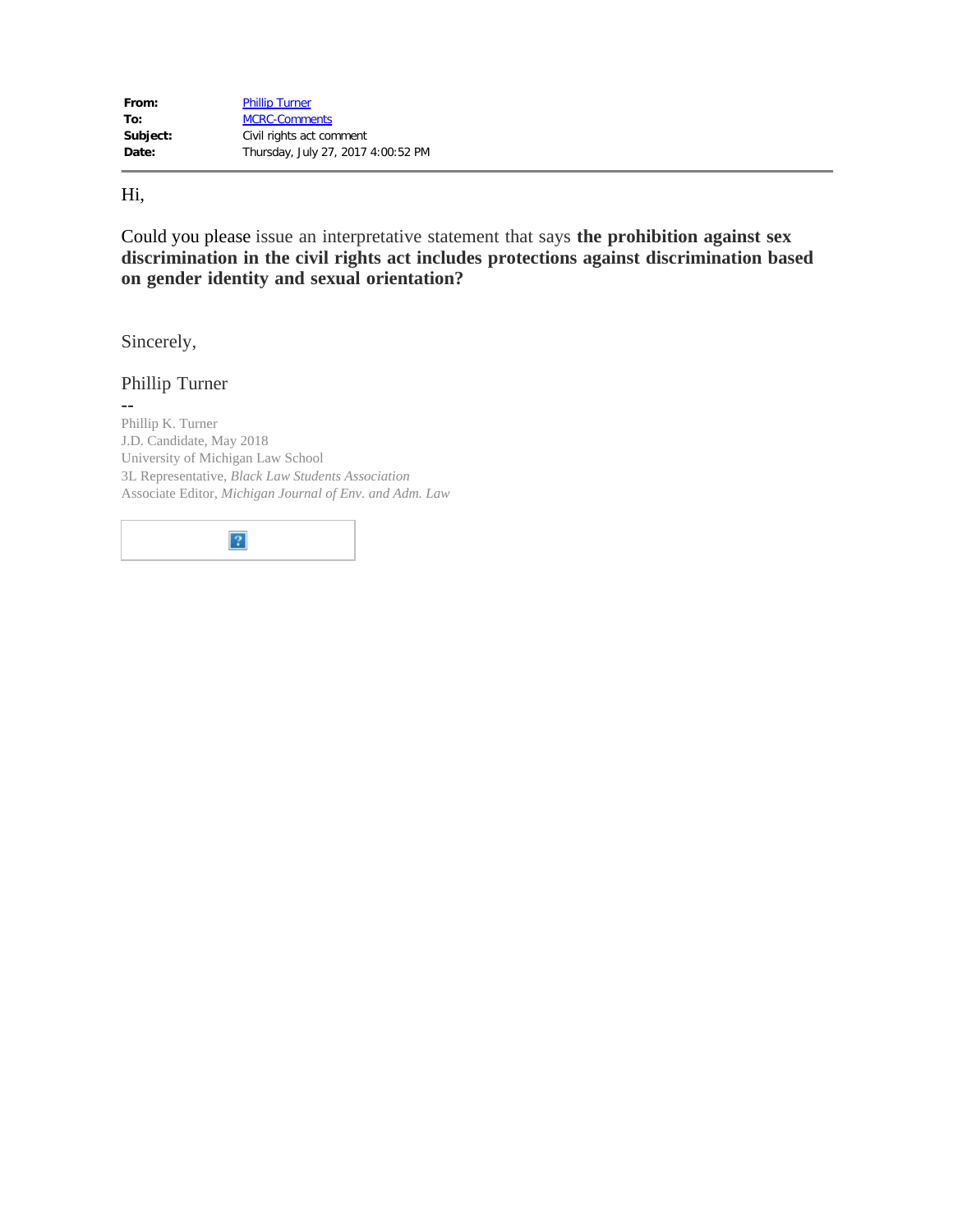| | |
|---|---|
| **From:** | Phillip Turner |
| **To:** | MCRC-Comments |
| **Subject:** | Civil rights act comment |
| **Date:** | Thursday, July 27, 2017 4:00:52 PM |

---

Hi,

Could you please issue an interpretative statement that says **the prohibition against sex discrimination in the civil rights act includes protections against discrimination based on gender identity and sexual orientation?**

Sincerely,

Phillip Turner

--

Phillip K. Turner
J.D. Candidate, May 2018
University of Michigan Law School
3L Representative, *Black Law Students Association*
Associate Editor, *Michigan Journal of Env. and Adm. Law*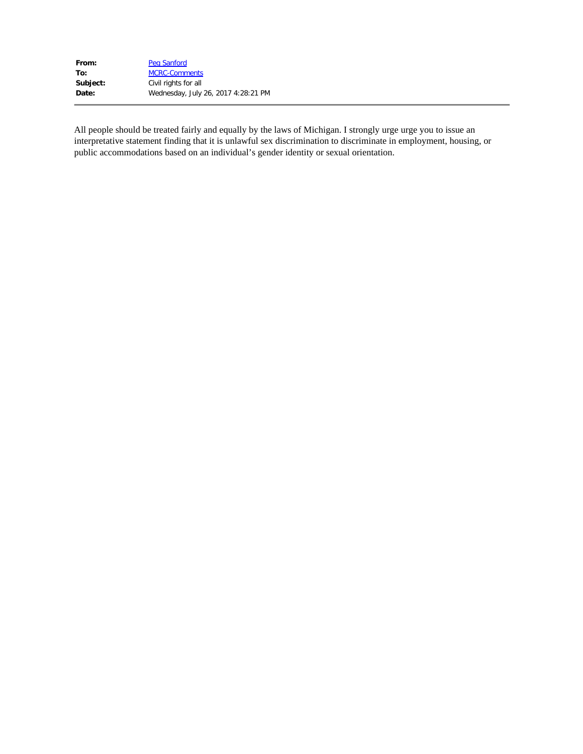| | |
|---|---|
| **From:** | Peg Sanford |
| **To:** | MCRC-Comments |
| **Subject:** | Civil rights for all |
| **Date:** | Wednesday, July 26, 2017 4:28:21 PM |

All people should be treated fairly and equally by the laws of Michigan. I strongly urge urge you to issue an interpretative statement finding that it is unlawful sex discrimination to discriminate in employment, housing, or public accommodations based on an individual's gender identity or sexual orientation.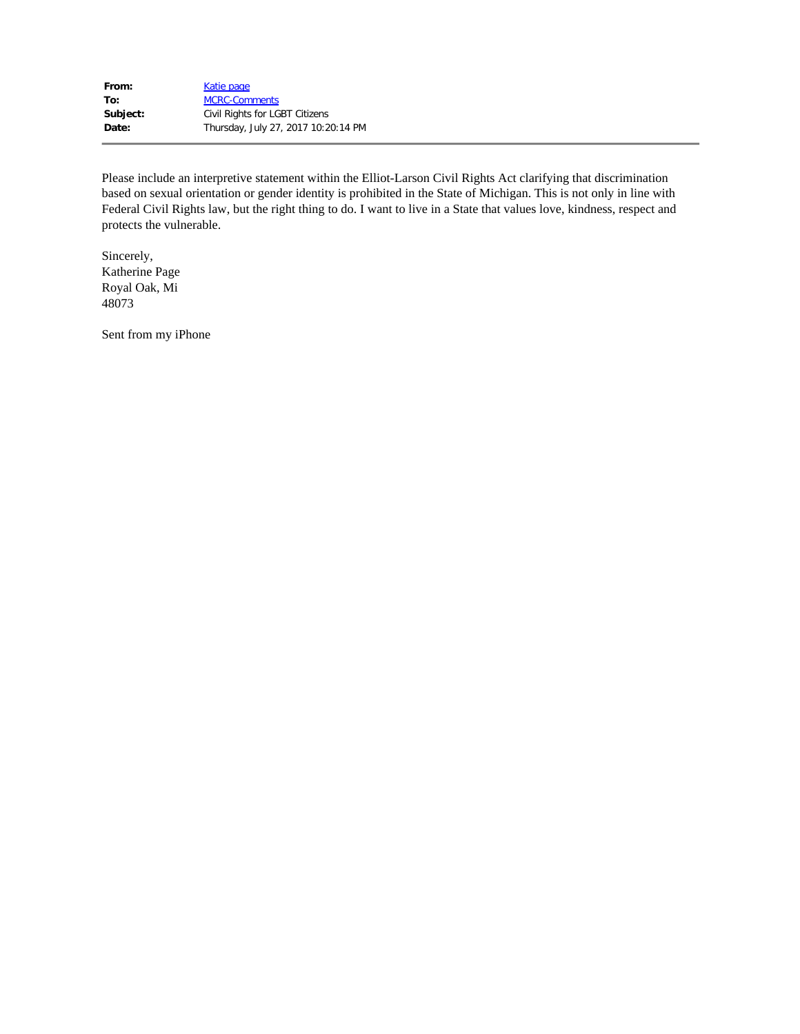| | |
|---|---|
| **From:** | Katie page |
| **To:** | MCRC-Comments |
| **Subject:** | Civil Rights for LGBT Citizens |
| **Date:** | Thursday, July 27, 2017 10:20:14 PM |

---

Please include an interpretive statement within the Elliot-Larson Civil Rights Act clarifying that discrimination based on sexual orientation or gender identity is prohibited in the State of Michigan. This is not only in line with Federal Civil Rights law, but the right thing to do. I want to live in a State that values love, kindness, respect and protects the vulnerable.

Sincerely,
Katherine Page
Royal Oak, Mi
48073

Sent from my iPhone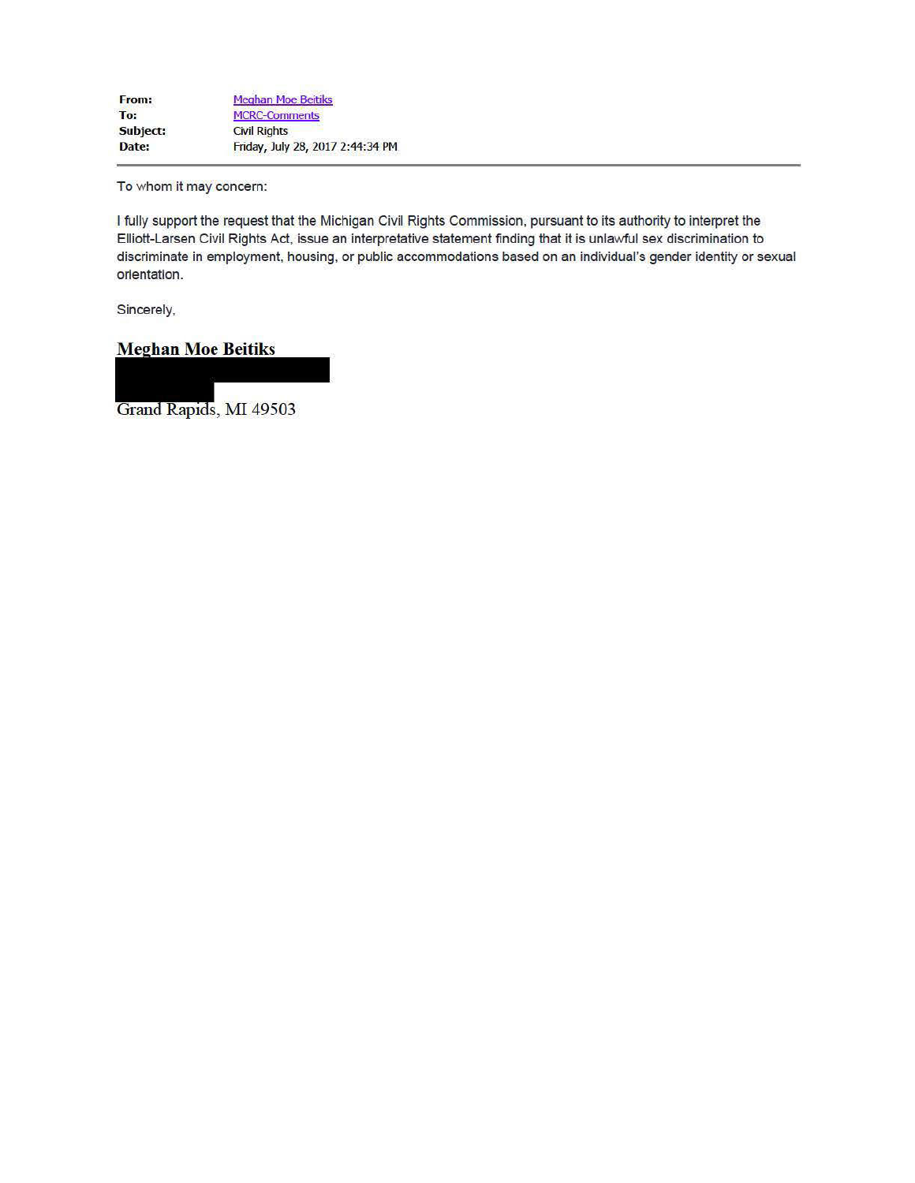**From:** Meghan Moe Beitiks
**To:** MCRC-Comments
**Subject:** Civil Rights
**Date:** Friday, July 28, 2017 2:44:34 PM

---

To whom it may concern:

I fully support the request that the Michigan Civil Rights Commission, pursuant to its authority to interpret the Elliott-Larsen Civil Rights Act, issue an interpretative statement finding that it is unlawful sex discrimination to discriminate in employment, housing, or public accommodations based on an individual's gender identity or sexual orientation.

Sincerely,

**Meghan Moe Beitiks**

Grand Rapids, MI 49503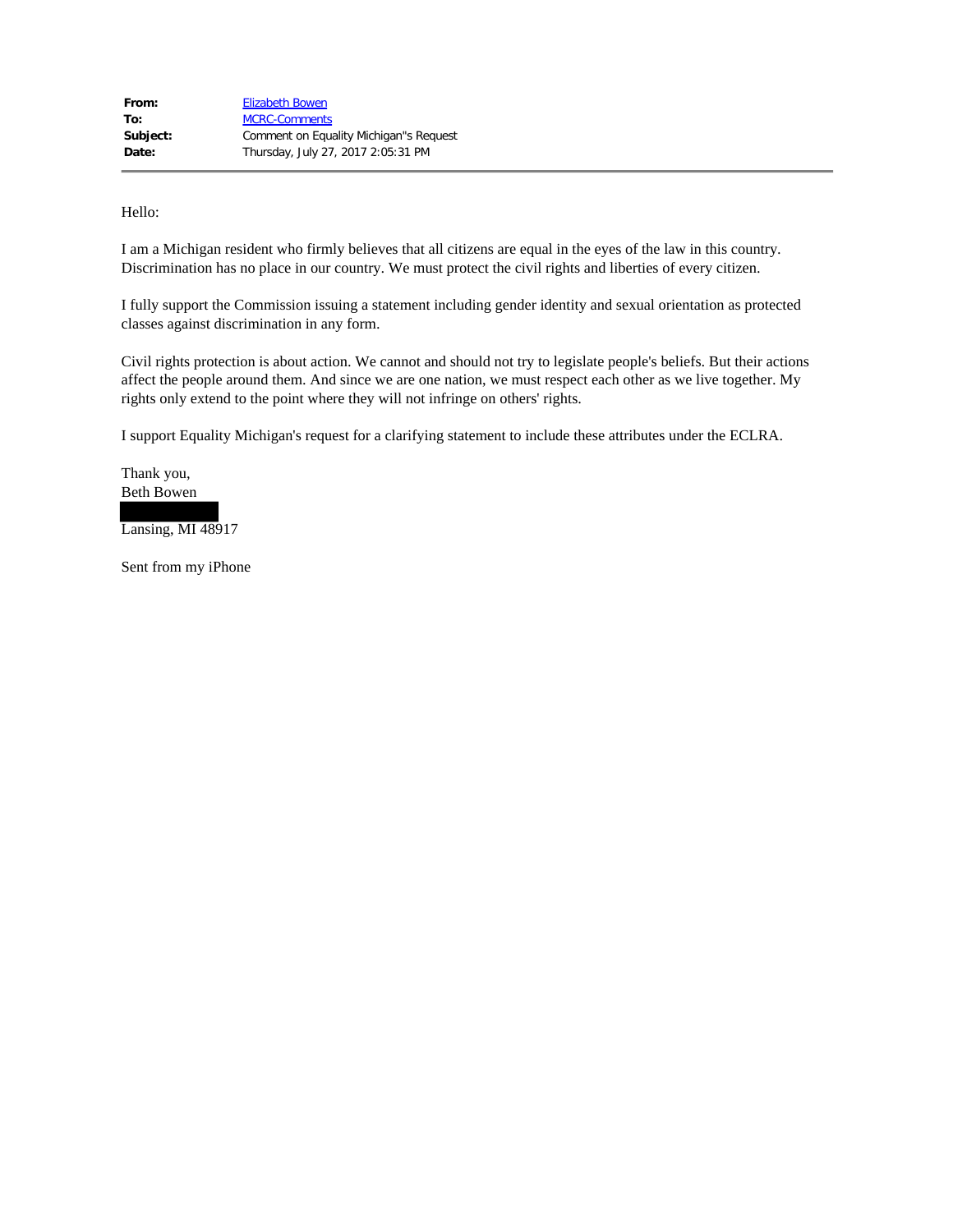| | |
|---|---|
| **From:** | Elizabeth Bowen |
| **To:** | MCRC-Comments |
| **Subject:** | Comment on Equality Michigan"s Request |
| **Date:** | Thursday, July 27, 2017 2:05:31 PM |

Hello:

I am a Michigan resident who firmly believes that all citizens are equal in the eyes of the law in this country. Discrimination has no place in our country. We must protect the civil rights and liberties of every citizen.

I fully support the Commission issuing a statement including gender identity and sexual orientation as protected classes against discrimination in any form.

Civil rights protection is about action. We cannot and should not try to legislate people's beliefs. But their actions affect the people around them. And since we are one nation, we must respect each other as we live together. My rights only extend to the point where they will not infringe on others' rights.

I support Equality Michigan's request for a clarifying statement to include these attributes under the ECLRA.

Thank you,
Beth Bowen

Lansing, MI 48917

Sent from my iPhone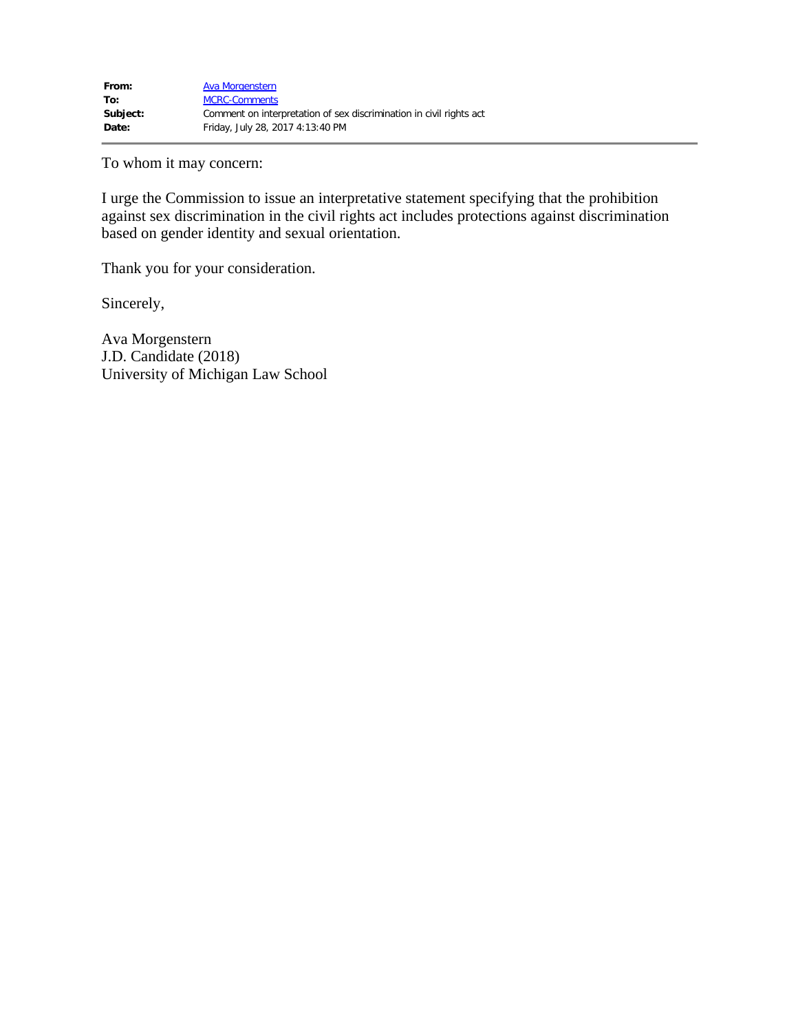| | |
|---|---|
| **From:** | Ava Morgenstern |
| **To:** | MCRC-Comments |
| **Subject:** | Comment on interpretation of sex discrimination in civil rights act |
| **Date:** | Friday, July 28, 2017 4:13:40 PM |

---

To whom it may concern:

I urge the Commission to issue an interpretative statement specifying that the prohibition against sex discrimination in the civil rights act includes protections against discrimination based on gender identity and sexual orientation.

Thank you for your consideration.

Sincerely,

Ava Morgenstern
J.D. Candidate (2018)
University of Michigan Law School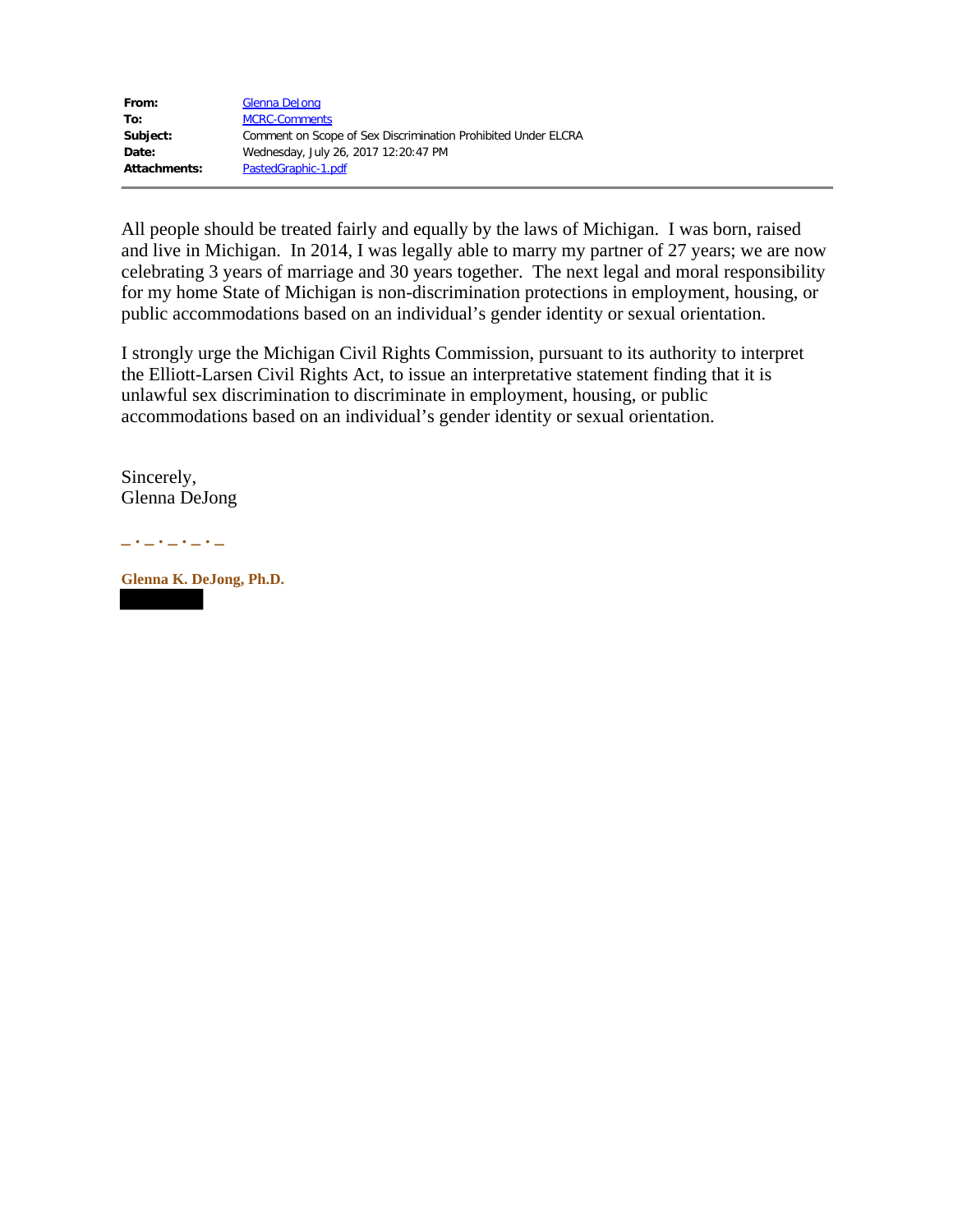|  |  |
| --- | --- |
| **From:** | Glenna DeJong |
| **To:** | MCRC-Comments |
| **Subject:** | Comment on Scope of Sex Discrimination Prohibited Under ELCRA |
| **Date:** | Wednesday, July 26, 2017 12:20:47 PM |
| **Attachments:** | PastedGraphic-1.pdf |

---

All people should be treated fairly and equally by the laws of Michigan. I was born, raised and live in Michigan. In 2014, I was legally able to marry my partner of 27 years; we are now celebrating 3 years of marriage and 30 years together. The next legal and moral responsibility for my home State of Michigan is non-discrimination protections in employment, housing, or public accommodations based on an individual's gender identity or sexual orientation.

I strongly urge the Michigan Civil Rights Commission, pursuant to its authority to interpret the Elliott-Larsen Civil Rights Act, to issue an interpretative statement finding that it is unlawful sex discrimination to discriminate in employment, housing, or public accommodations based on an individual's gender identity or sexual orientation.

Sincerely,
Glenna DeJong

**_ · _ · _ · _ · _**

**Glenna K. DeJong, Ph.D.**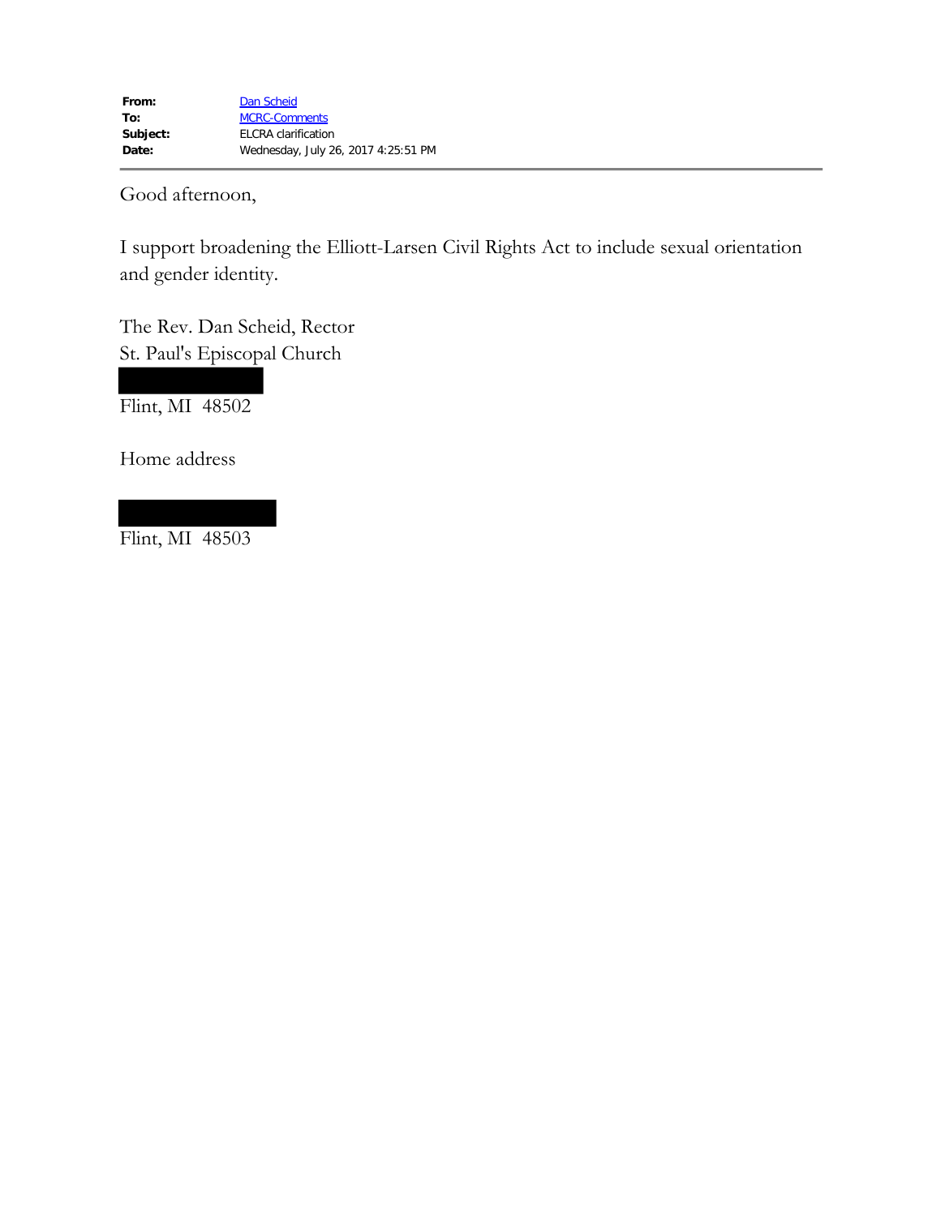| | |
|---|---|
| **From:** | Dan Scheid |
| **To:** | MCRC-Comments |
| **Subject:** | ELCRA clarification |
| **Date:** | Wednesday, July 26, 2017 4:25:51 PM |

---

Good afternoon,

I support broadening the Elliott-Larsen Civil Rights Act to include sexual orientation and gender identity.

The Rev. Dan Scheid, Rector
St. Paul's Episcopal Church

Flint, MI 48502

Home address

Flint, MI 48503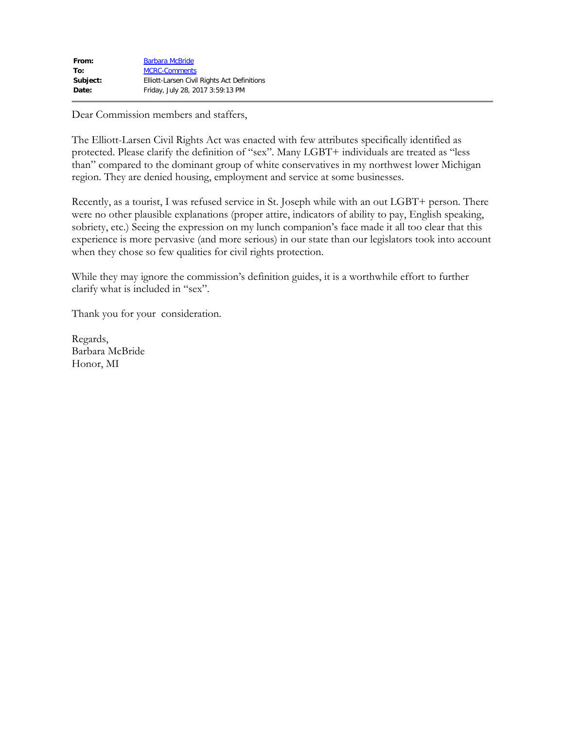| | |
|---|---|
| **From:** | Barbara McBride |
| **To:** | MCRC-Comments |
| **Subject:** | Elliott-Larsen Civil Rights Act Definitions |
| **Date:** | Friday, July 28, 2017 3:59:13 PM |

Dear Commission members and staffers,

The Elliott-Larsen Civil Rights Act was enacted with few attributes specifically identified as protected. Please clarify the definition of "sex". Many LGBT+ individuals are treated as "less than" compared to the dominant group of white conservatives in my northwest lower Michigan region. They are denied housing, employment and service at some businesses.

Recently, as a tourist, I was refused service in St. Joseph while with an out LGBT+ person. There were no other plausible explanations (proper attire, indicators of ability to pay, English speaking, sobriety, etc.) Seeing the expression on my lunch companion's face made it all too clear that this experience is more pervasive (and more serious) in our state than our legislators took into account when they chose so few qualities for civil rights protection.

While they may ignore the commission's definition guides, it is a worthwhile effort to further clarify what is included in "sex".

Thank you for your consideration.

Regards,
Barbara McBride
Honor, MI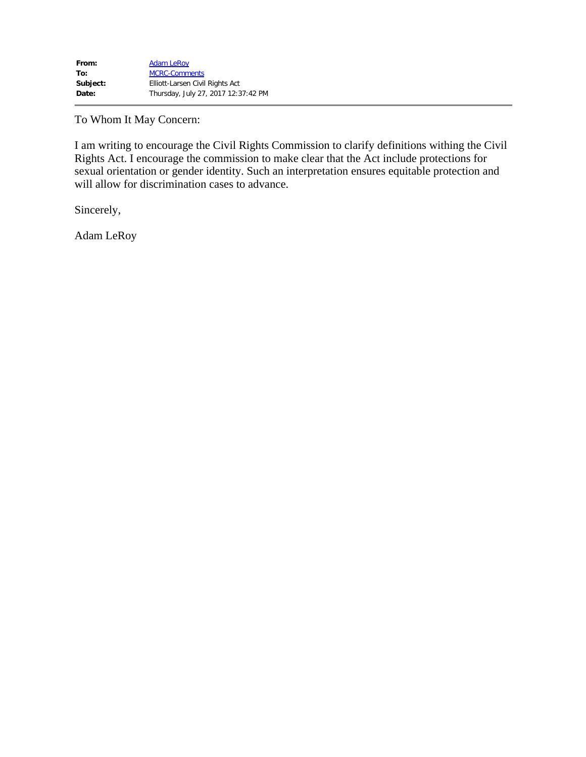| | |
|---|---|
| **From:** | Adam LeRoy |
| **To:** | MCRC-Comments |
| **Subject:** | Elliott-Larsen Civil Rights Act |
| **Date:** | Thursday, July 27, 2017 12:37:42 PM |

---

To Whom It May Concern:

I am writing to encourage the Civil Rights Commission to clarify definitions withing the Civil Rights Act. I encourage the commission to make clear that the Act include protections for sexual orientation or gender identity. Such an interpretation ensures equitable protection and will allow for discrimination cases to advance.

Sincerely,

Adam LeRoy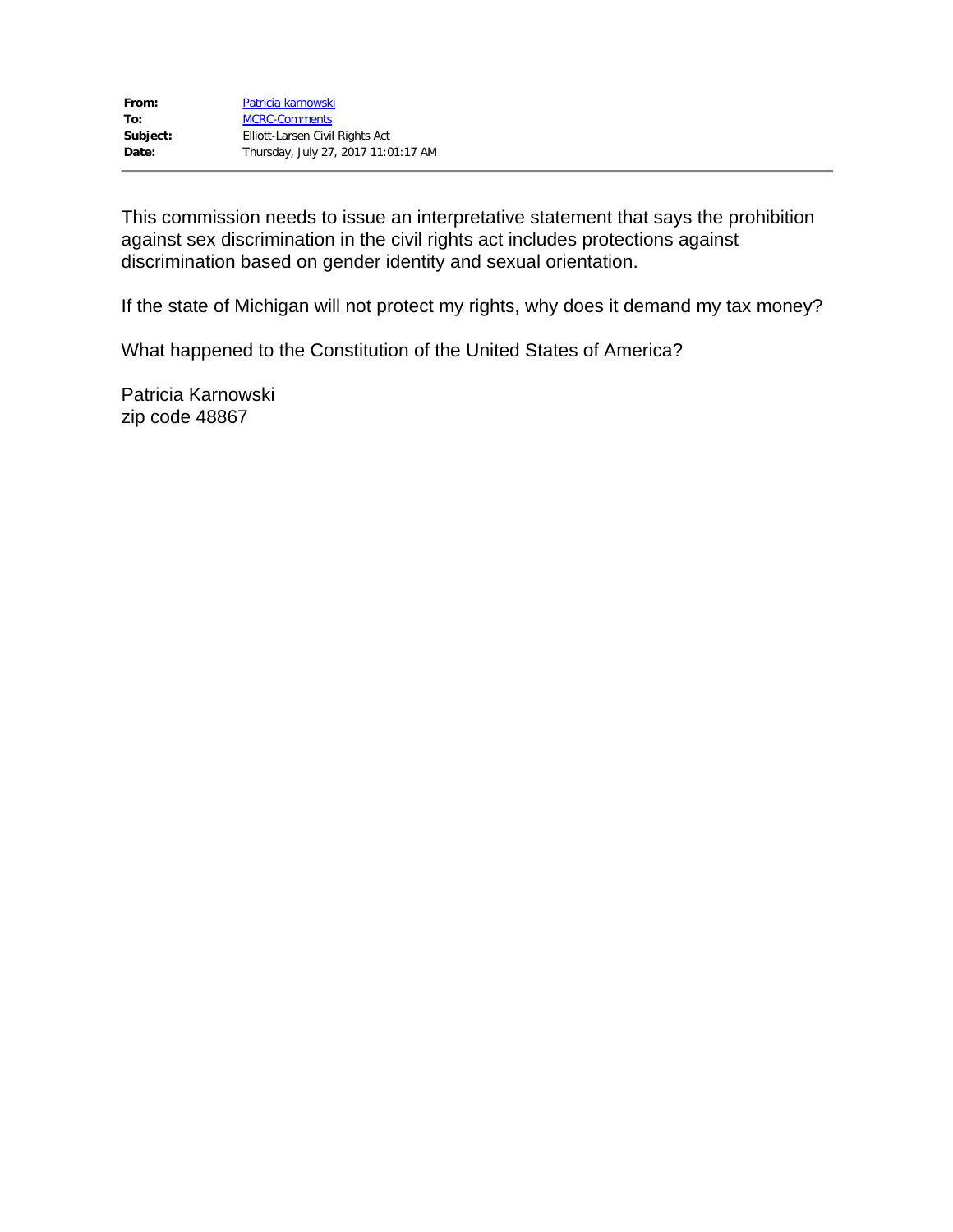| | |
|---|---|
| **From:** | Patricia karnowski |
| **To:** | MCRC-Comments |
| **Subject:** | Elliott-Larsen Civil Rights Act |
| **Date:** | Thursday, July 27, 2017 11:01:17 AM |

---

This commission needs to issue an interpretative statement that says the prohibition against sex discrimination in the civil rights act includes protections against discrimination based on gender identity and sexual orientation.

If the state of Michigan will not protect my rights, why does it demand my tax money?

What happened to the Constitution of the United States of America?

Patricia Karnowski
zip code 48867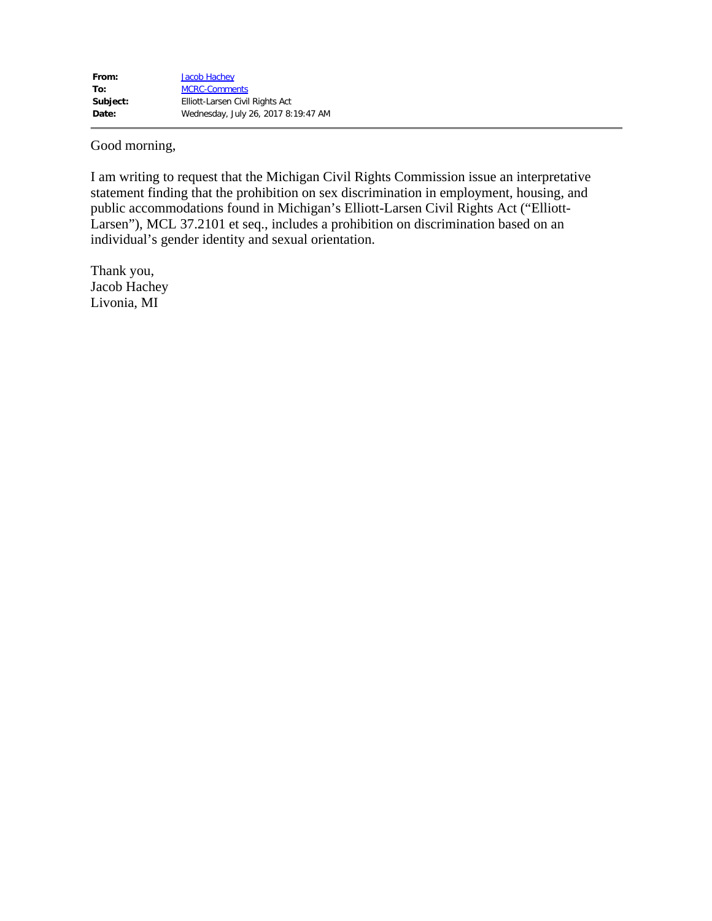**From:** Jacob Hachey
**To:** MCRC-Comments
**Subject:** Elliott-Larsen Civil Rights Act
**Date:** Wednesday, July 26, 2017 8:19:47 AM

---

Good morning,

I am writing to request that the Michigan Civil Rights Commission issue an interpretative statement finding that the prohibition on sex discrimination in employment, housing, and public accommodations found in Michigan's Elliott-Larsen Civil Rights Act ("Elliott-Larsen"), MCL 37.2101 et seq., includes a prohibition on discrimination based on an individual's gender identity and sexual orientation.

Thank you,
Jacob Hachey
Livonia, MI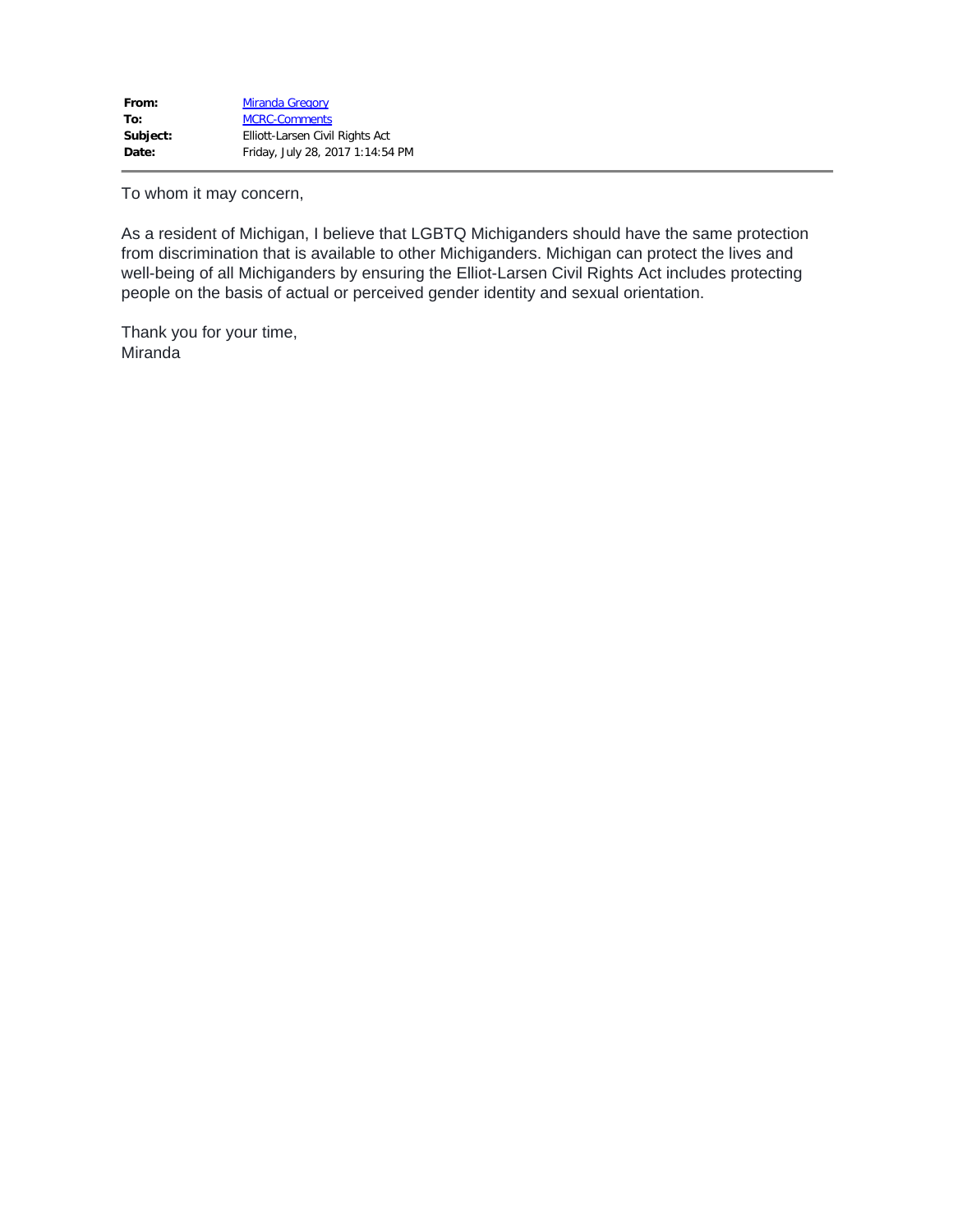| | |
|---|---|
| **From:** | Miranda Gregory |
| **To:** | MCRC-Comments |
| **Subject:** | Elliott-Larsen Civil Rights Act |
| **Date:** | Friday, July 28, 2017 1:14:54 PM |

---

To whom it may concern,

As a resident of Michigan, I believe that LGBTQ Michiganders should have the same protection from discrimination that is available to other Michiganders. Michigan can protect the lives and well-being of all Michiganders by ensuring the Elliot-Larsen Civil Rights Act includes protecting people on the basis of actual or perceived gender identity and sexual orientation.

Thank you for your time,
Miranda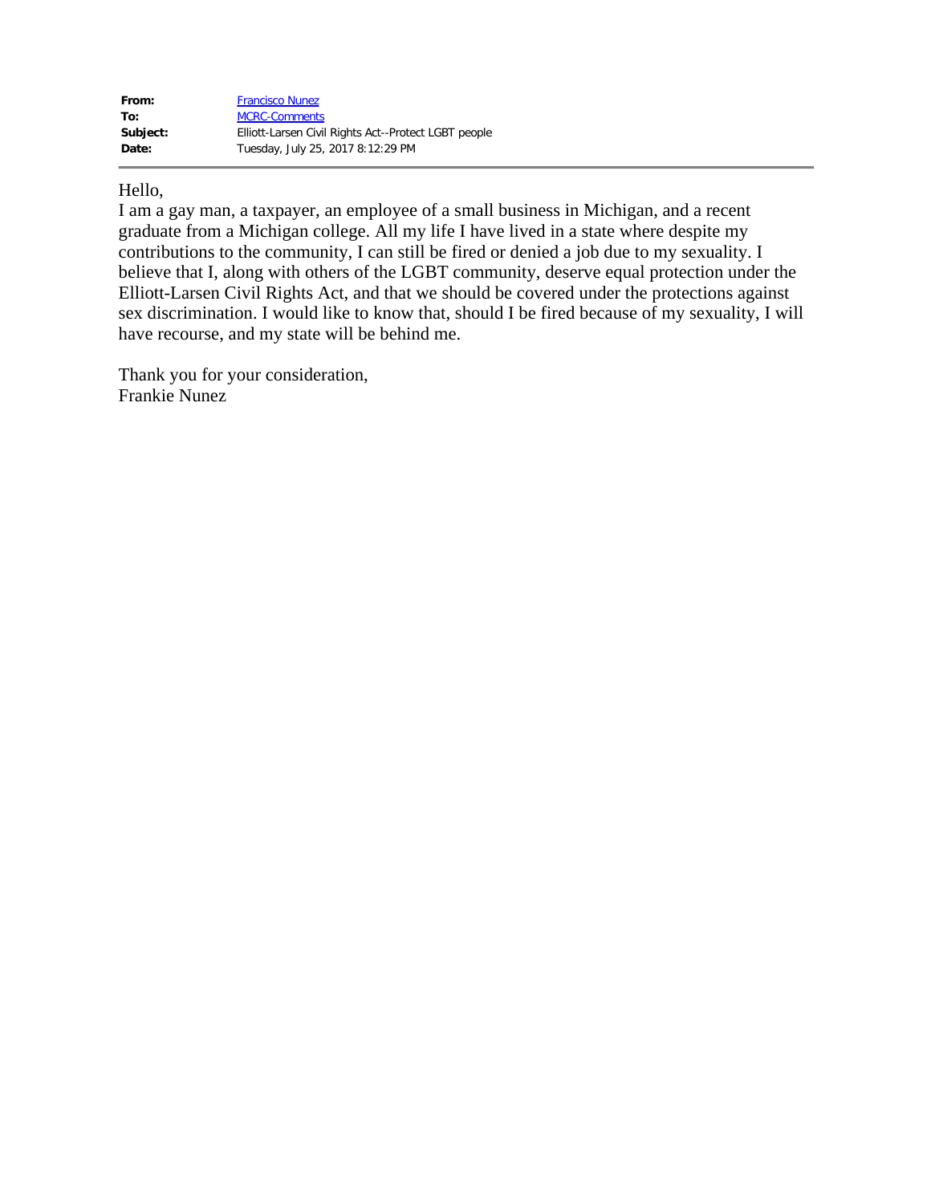| | |
|---|---|
| **From:** | Francisco Nunez |
| **To:** | MCRC-Comments |
| **Subject:** | Elliott-Larsen Civil Rights Act--Protect LGBT people |
| **Date:** | Tuesday, July 25, 2017 8:12:29 PM |

---

Hello,

I am a gay man, a taxpayer, an employee of a small business in Michigan, and a recent graduate from a Michigan college. All my life I have lived in a state where despite my contributions to the community, I can still be fired or denied a job due to my sexuality. I believe that I, along with others of the LGBT community, deserve equal protection under the Elliott-Larsen Civil Rights Act, and that we should be covered under the protections against sex discrimination. I would like to know that, should I be fired because of my sexuality, I will have recourse, and my state will be behind me.

Thank you for your consideration,
Frankie Nunez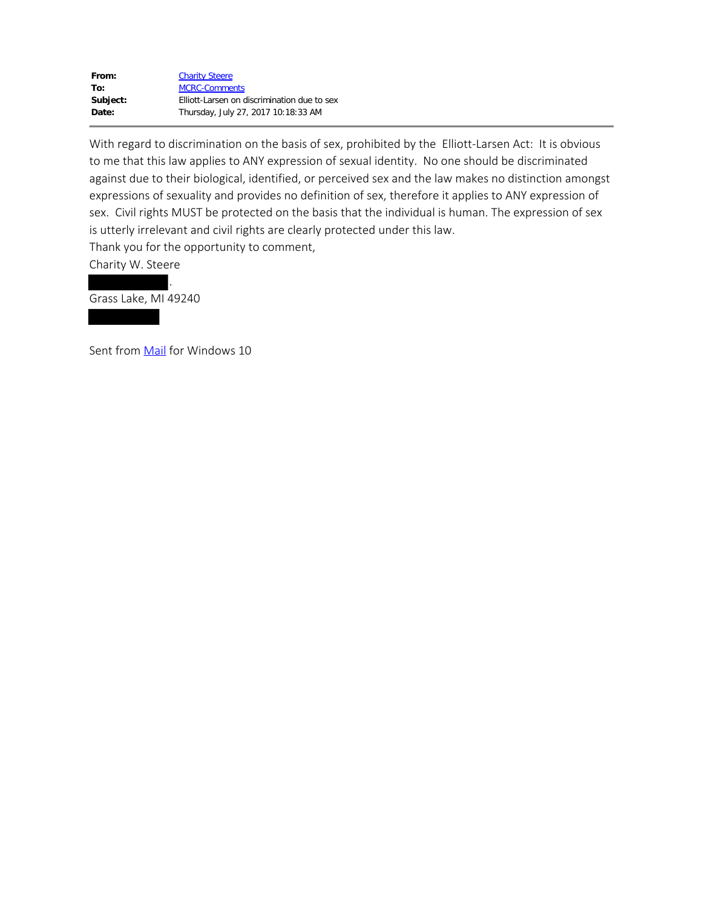**From:** Charity Steere
**To:** MCRC-Comments
**Subject:** Elliott-Larsen on discrimination due to sex
**Date:** Thursday, July 27, 2017 10:18:33 AM

---

With regard to discrimination on the basis of sex, prohibited by the Elliott-Larsen Act: It is obvious to me that this law applies to ANY expression of sexual identity. No one should be discriminated against due to their biological, identified, or perceived sex and the law makes no distinction amongst expressions of sexuality and provides no definition of sex, therefore it applies to ANY expression of sex. Civil rights MUST be protected on the basis that the individual is human. The expression of sex is utterly irrelevant and civil rights are clearly protected under this law.

Thank you for the opportunity to comment,

Charity W. Steere

[REDACTED].

Grass Lake, MI 49240

[REDACTED]

Sent from Mail for Windows 10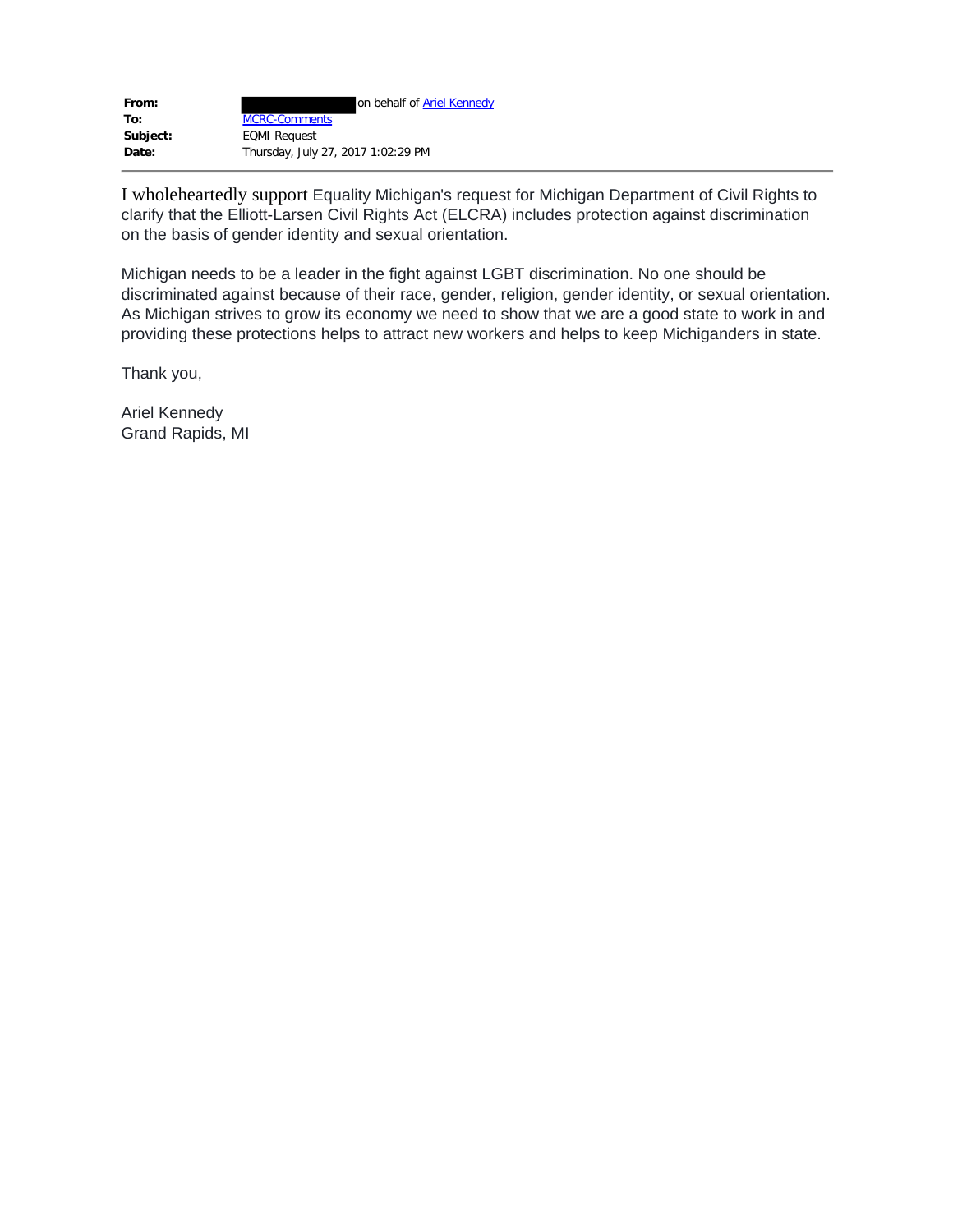| | |
|---|---|
| **From:** | [redacted] on behalf of Ariel Kennedy |
| **To:** | MCRC-Comments |
| **Subject:** | EQMI Request |
| **Date:** | Thursday, July 27, 2017 1:02:29 PM |

I wholeheartedly support Equality Michigan's request for Michigan Department of Civil Rights to clarify that the Elliott-Larsen Civil Rights Act (ELCRA) includes protection against discrimination on the basis of gender identity and sexual orientation.

Michigan needs to be a leader in the fight against LGBT discrimination. No one should be discriminated against because of their race, gender, religion, gender identity, or sexual orientation. As Michigan strives to grow its economy we need to show that we are a good state to work in and providing these protections helps to attract new workers and helps to keep Michiganders in state.

Thank you,

Ariel Kennedy
Grand Rapids, MI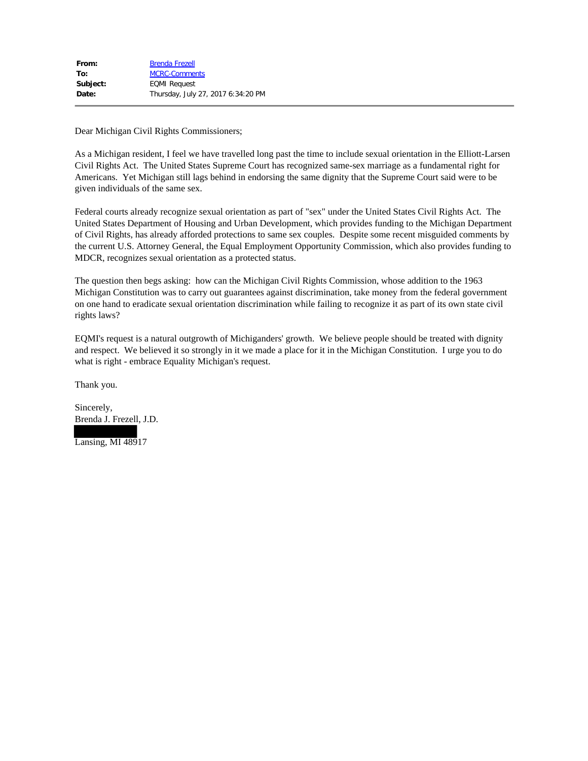**From:** Brenda Frezell
**To:** MCRC-Comments
**Subject:** EQMI Request
**Date:** Thursday, July 27, 2017 6:34:20 PM

---

Dear Michigan Civil Rights Commissioners;

As a Michigan resident, I feel we have travelled long past the time to include sexual orientation in the Elliott-Larsen Civil Rights Act. The United States Supreme Court has recognized same-sex marriage as a fundamental right for Americans. Yet Michigan still lags behind in endorsing the same dignity that the Supreme Court said were to be given individuals of the same sex.

Federal courts already recognize sexual orientation as part of "sex" under the United States Civil Rights Act. The United States Department of Housing and Urban Development, which provides funding to the Michigan Department of Civil Rights, has already afforded protections to same sex couples. Despite some recent misguided comments by the current U.S. Attorney General, the Equal Employment Opportunity Commission, which also provides funding to MDCR, recognizes sexual orientation as a protected status.

The question then begs asking: how can the Michigan Civil Rights Commission, whose addition to the 1963 Michigan Constitution was to carry out guarantees against discrimination, take money from the federal government on one hand to eradicate sexual orientation discrimination while failing to recognize it as part of its own state civil rights laws?

EQMI's request is a natural outgrowth of Michiganders' growth. We believe people should be treated with dignity and respect. We believed it so strongly in it we made a place for it in the Michigan Constitution. I urge you to do what is right - embrace Equality Michigan's request.

Thank you.

Sincerely,
Brenda J. Frezell, J.D.

Lansing, MI 48917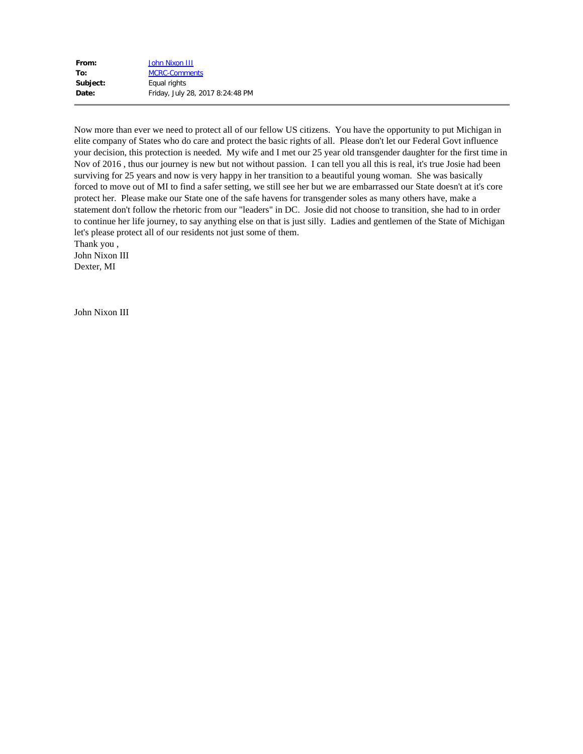**From:** John Nixon III
**To:** MCRC-Comments
**Subject:** Equal rights
**Date:** Friday, July 28, 2017 8:24:48 PM

---

Now more than ever we need to protect all of our fellow US citizens. You have the opportunity to put Michigan in elite company of States who do care and protect the basic rights of all. Please don't let our Federal Govt influence your decision, this protection is needed. My wife and I met our 25 year old transgender daughter for the first time in Nov of 2016 , thus our journey is new but not without passion. I can tell you all this is real, it's true Josie had been surviving for 25 years and now is very happy in her transition to a beautiful young woman. She was basically forced to move out of MI to find a safer setting, we still see her but we are embarrassed our State doesn't at it's core protect her. Please make our State one of the safe havens for transgender soles as many others have, make a statement don't follow the rhetoric from our "leaders" in DC. Josie did not choose to transition, she had to in order to continue her life journey, to say anything else on that is just silly. Ladies and gentlemen of the State of Michigan let's please protect all of our residents not just some of them.

Thank you ,
John Nixon III
Dexter, MI

John Nixon III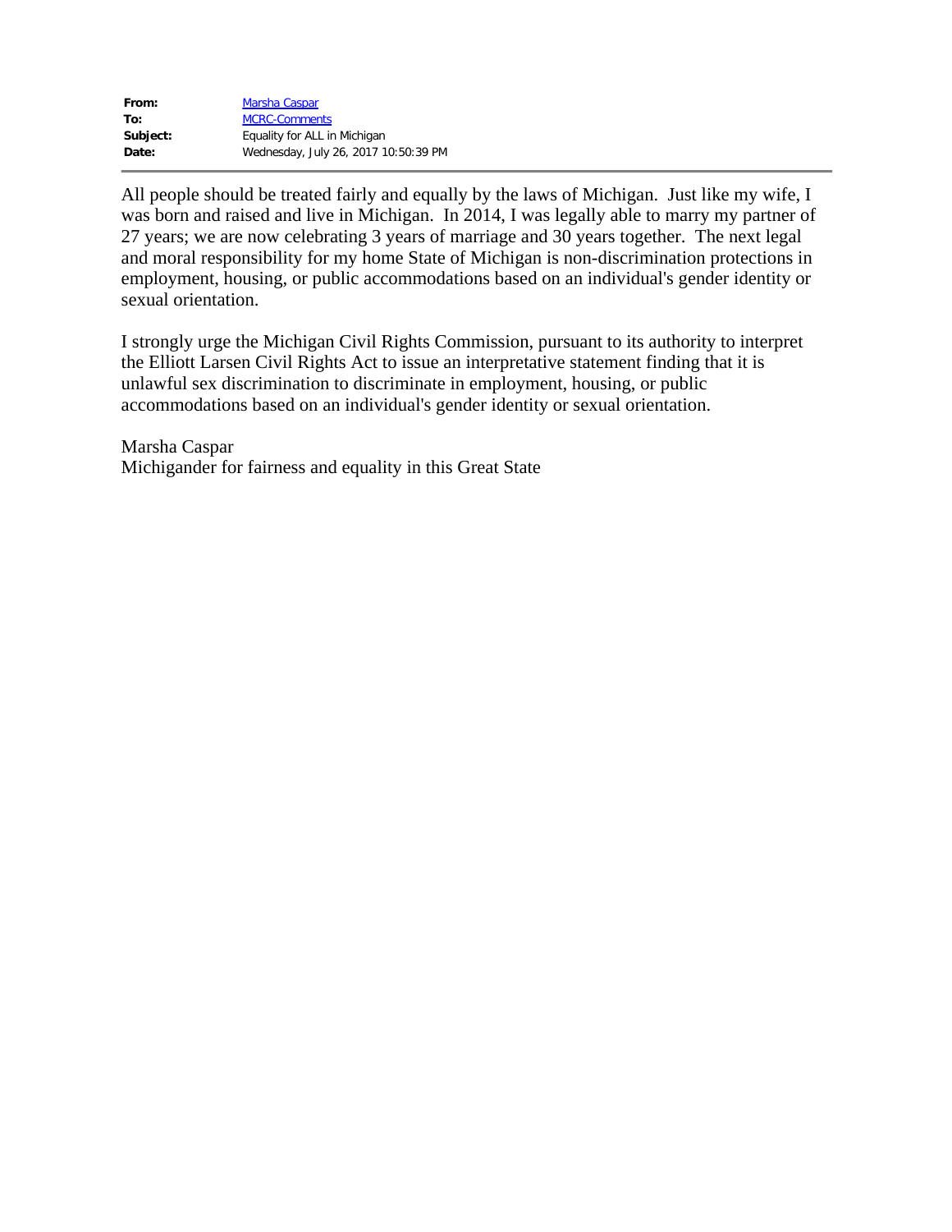| | |
|---|---|
| **From:** | Marsha Caspar |
| **To:** | MCRC-Comments |
| **Subject:** | Equality for ALL in Michigan |
| **Date:** | Wednesday, July 26, 2017 10:50:39 PM |

All people should be treated fairly and equally by the laws of Michigan.  Just like my wife, I was born and raised and live in Michigan.  In 2014, I was legally able to marry my partner of 27 years; we are now celebrating 3 years of marriage and 30 years together.  The next legal and moral responsibility for my home State of Michigan is non-discrimination protections in employment, housing, or public accommodations based on an individual's gender identity or sexual orientation.

I strongly urge the Michigan Civil Rights Commission, pursuant to its authority to interpret the Elliott Larsen Civil Rights Act to issue an interpretative statement finding that it is unlawful sex discrimination to discriminate in employment, housing, or public accommodations based on an individual's gender identity or sexual orientation.

Marsha Caspar
Michigander for fairness and equality in this Great State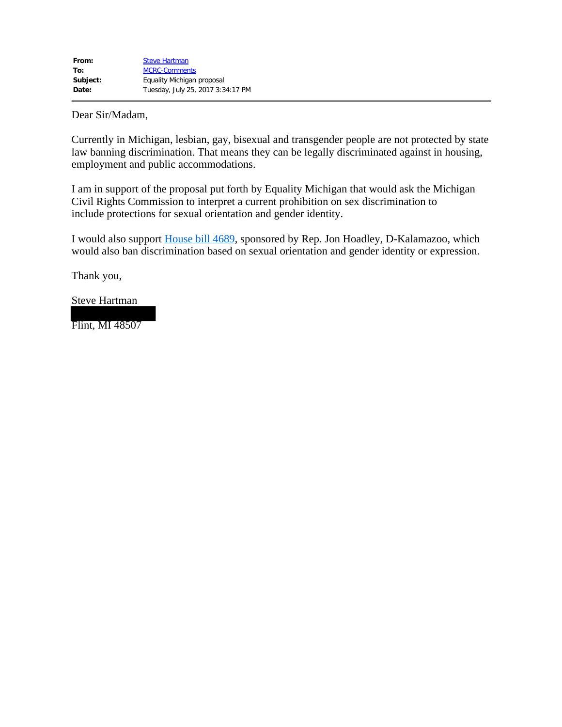| | |
|---|---|
| **From:** | Steve Hartman |
| **To:** | MCRC-Comments |
| **Subject:** | Equality Michigan proposal |
| **Date:** | Tuesday, July 25, 2017 3:34:17 PM |

---

Dear Sir/Madam,

Currently in Michigan, lesbian, gay, bisexual and transgender people are not protected by state law banning discrimination. That means they can be legally discriminated against in housing, employment and public accommodations.

I am in support of the proposal put forth by Equality Michigan that would ask the Michigan Civil Rights Commission to interpret a current prohibition on sex discrimination to include protections for sexual orientation and gender identity.

I would also support House bill 4689, sponsored by Rep. Jon Hoadley, D-Kalamazoo, which would also ban discrimination based on sexual orientation and gender identity or expression.

Thank you,

Steve Hartman
[REDACTED]
Flint, MI 48507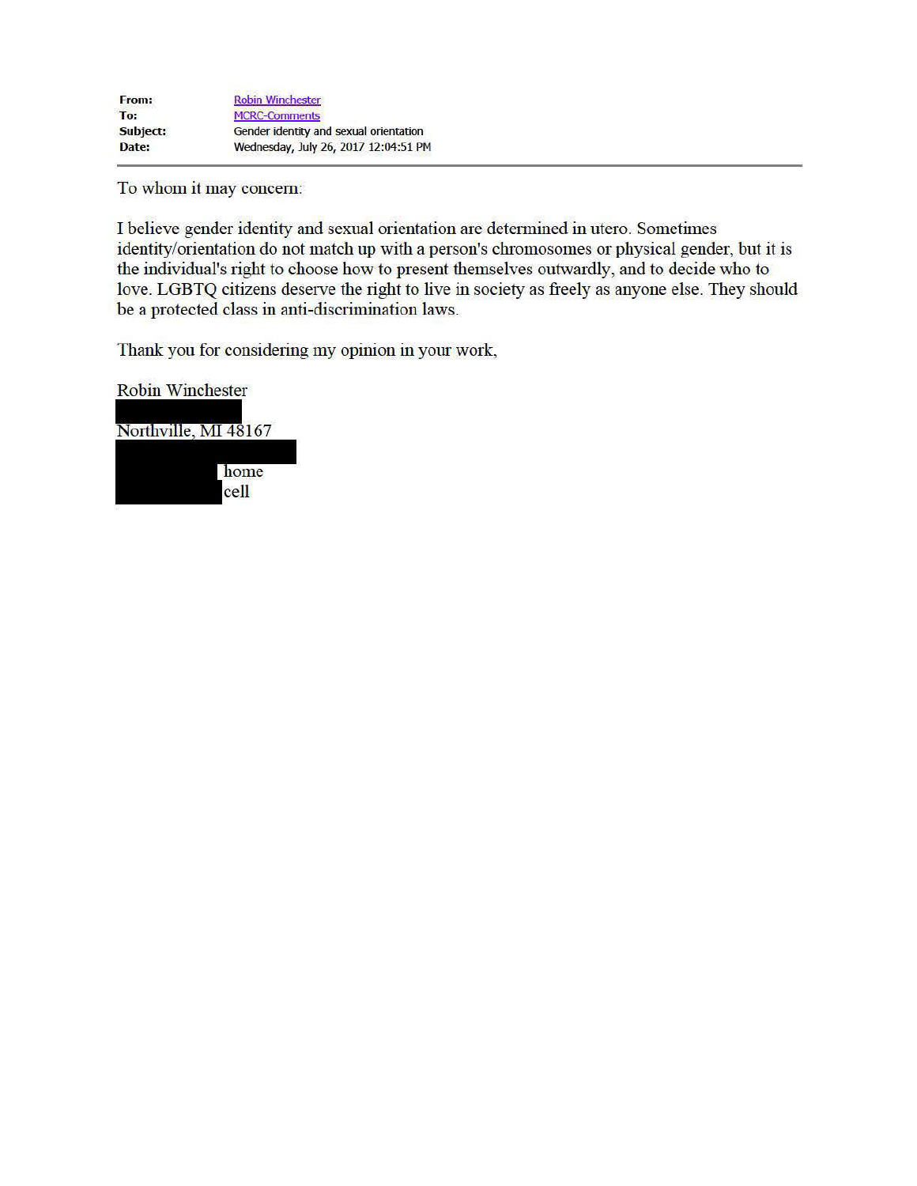**From:** Robin Winchester
**To:** MCRC-Comments
**Subject:** Gender identity and sexual orientation
**Date:** Wednesday, July 26, 2017 12:04:51 PM

---

To whom it may concern:

I believe gender identity and sexual orientation are determined in utero. Sometimes identity/orientation do not match up with a person's chromosomes or physical gender, but it is the individual's right to choose how to present themselves outwardly, and to decide who to love. LGBTQ citizens deserve the right to live in society as freely as anyone else. They should be a protected class in anti-discrimination laws.

Thank you for considering my opinion in your work,

Robin Winchester
[REDACTED]
Northville, MI 48167
[REDACTED]
[REDACTED] home
[REDACTED] cell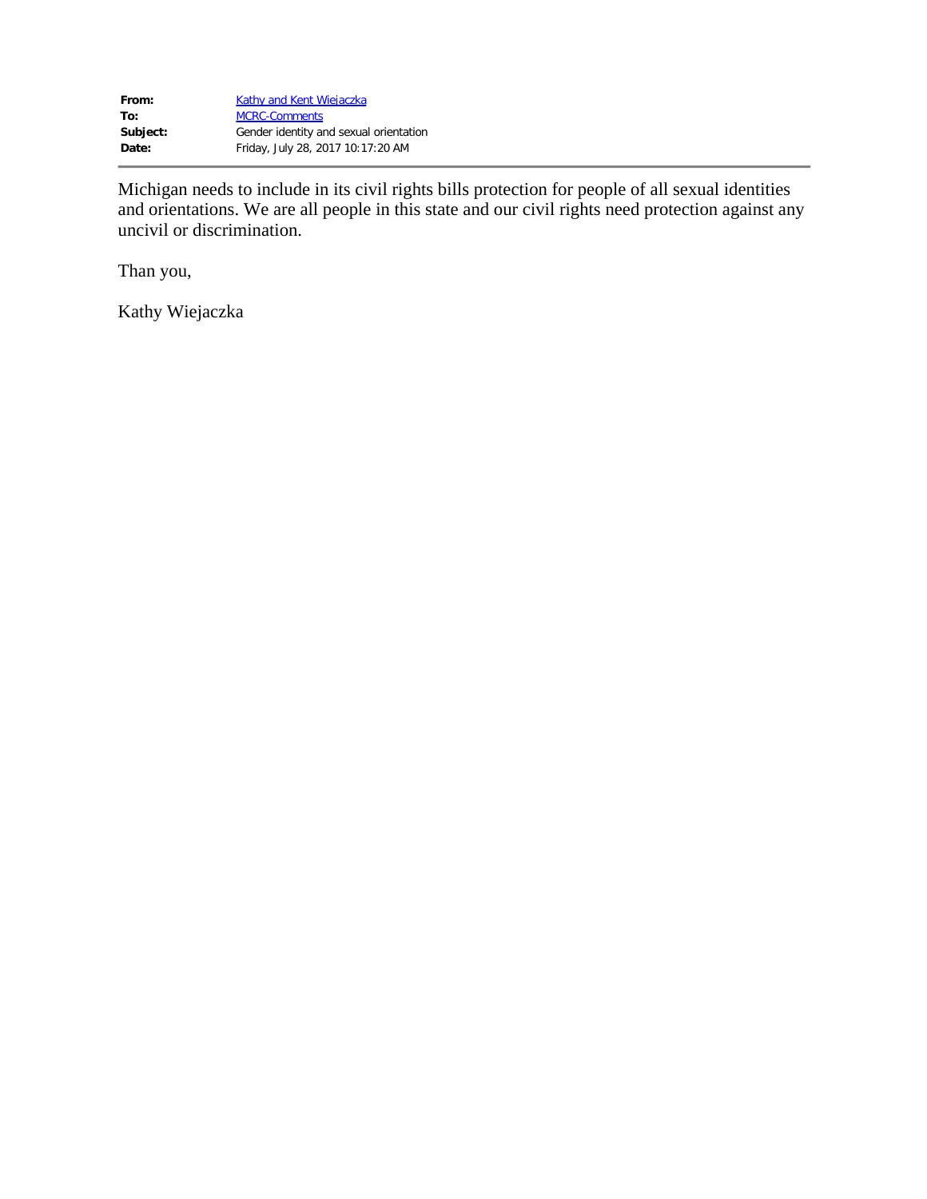**From:** Kathy and Kent Wiejaczka
**To:** MCRC-Comments
**Subject:** Gender identity and sexual orientation
**Date:** Friday, July 28, 2017 10:17:20 AM

---

Michigan needs to include in its civil rights bills protection for people of all sexual identities and orientations. We are all people in this state and our civil rights need protection against any uncivil or discrimination.

Than you,

Kathy Wiejaczka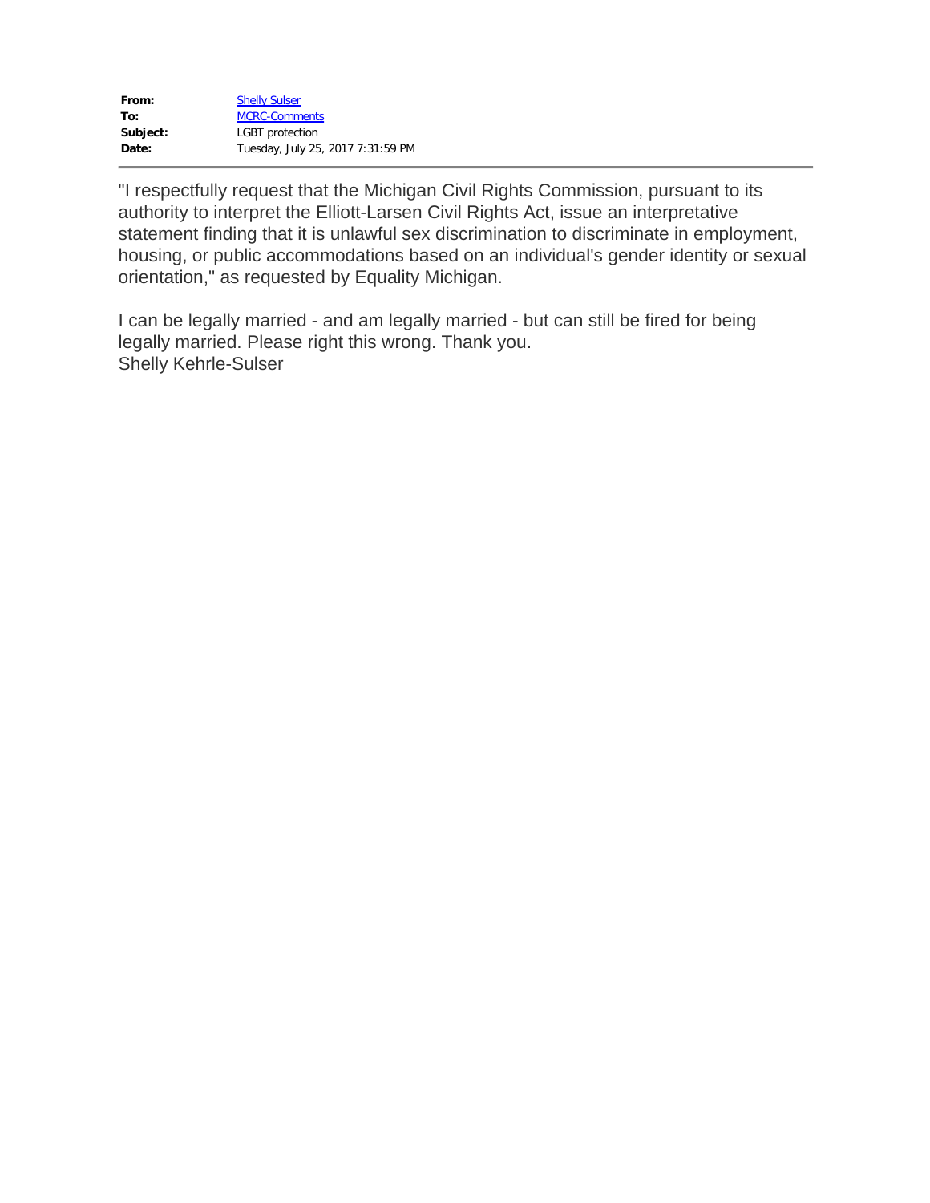| | |
|---|---|
| **From:** | Shelly Sulser |
| **To:** | MCRC-Comments |
| **Subject:** | LGBT protection |
| **Date:** | Tuesday, July 25, 2017 7:31:59 PM |

"I respectfully request that the Michigan Civil Rights Commission, pursuant to its authority to interpret the Elliott-Larsen Civil Rights Act, issue an interpretative statement finding that it is unlawful sex discrimination to discriminate in employment, housing, or public accommodations based on an individual's gender identity or sexual orientation," as requested by Equality Michigan.

I can be legally married - and am legally married - but can still be fired for being legally married. Please right this wrong. Thank you.
Shelly Kehrle-Sulser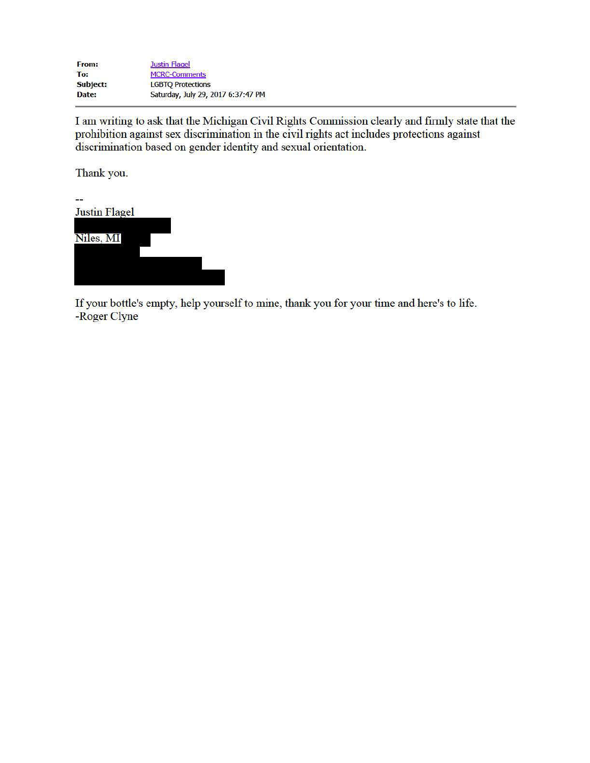| | |
|---|---|
| **From:** | Justin Flagel |
| **To:** | MCRC-Comments |
| **Subject:** | LGBTQ Protections |
| **Date:** | Saturday, July 29, 2017 6:37:47 PM |

I am writing to ask that the Michigan Civil Rights Commission clearly and firmly state that the prohibition against sex discrimination in the civil rights act includes protections against discrimination based on gender identity and sexual orientation.

Thank you.

--
Justin Flagel

Niles, MI

If your bottle's empty, help yourself to mine, thank you for your time and here's to life.
-Roger Clyne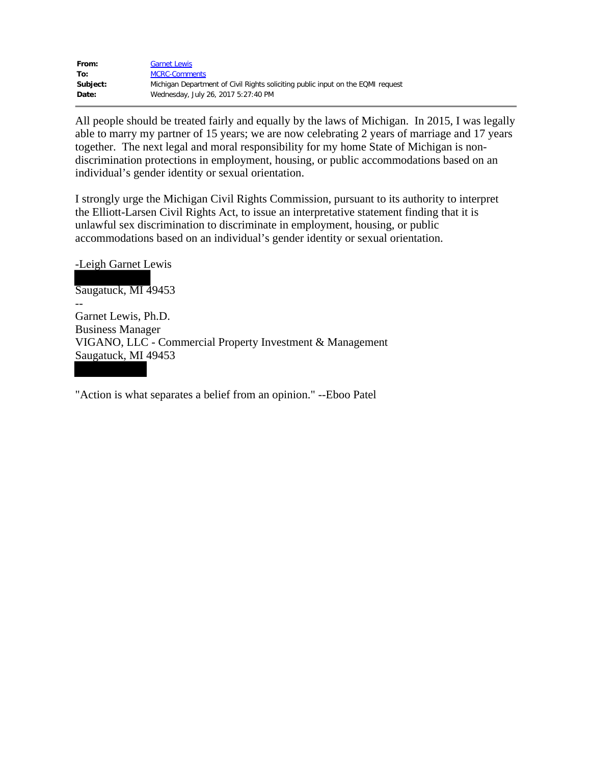| | |
|---|---|
| **From:** | Garnet Lewis |
| **To:** | MCRC-Comments |
| **Subject:** | Michigan Department of Civil Rights soliciting public input on the EQMI request |
| **Date:** | Wednesday, July 26, 2017 5:27:40 PM |

---

All people should be treated fairly and equally by the laws of Michigan. In 2015, I was legally able to marry my partner of 15 years; we are now celebrating 2 years of marriage and 17 years together. The next legal and moral responsibility for my home State of Michigan is non-discrimination protections in employment, housing, or public accommodations based on an individual's gender identity or sexual orientation.

I strongly urge the Michigan Civil Rights Commission, pursuant to its authority to interpret the Elliott-Larsen Civil Rights Act, to issue an interpretative statement finding that it is unlawful sex discrimination to discriminate in employment, housing, or public accommodations based on an individual's gender identity or sexual orientation.

-Leigh Garnet Lewis
[REDACTED]
Saugatuck, MI 49453
--
Garnet Lewis, Ph.D.
Business Manager
VIGANO, LLC - Commercial Property Investment & Management
Saugatuck, MI 49453
[REDACTED]

"Action is what separates a belief from an opinion." --Eboo Patel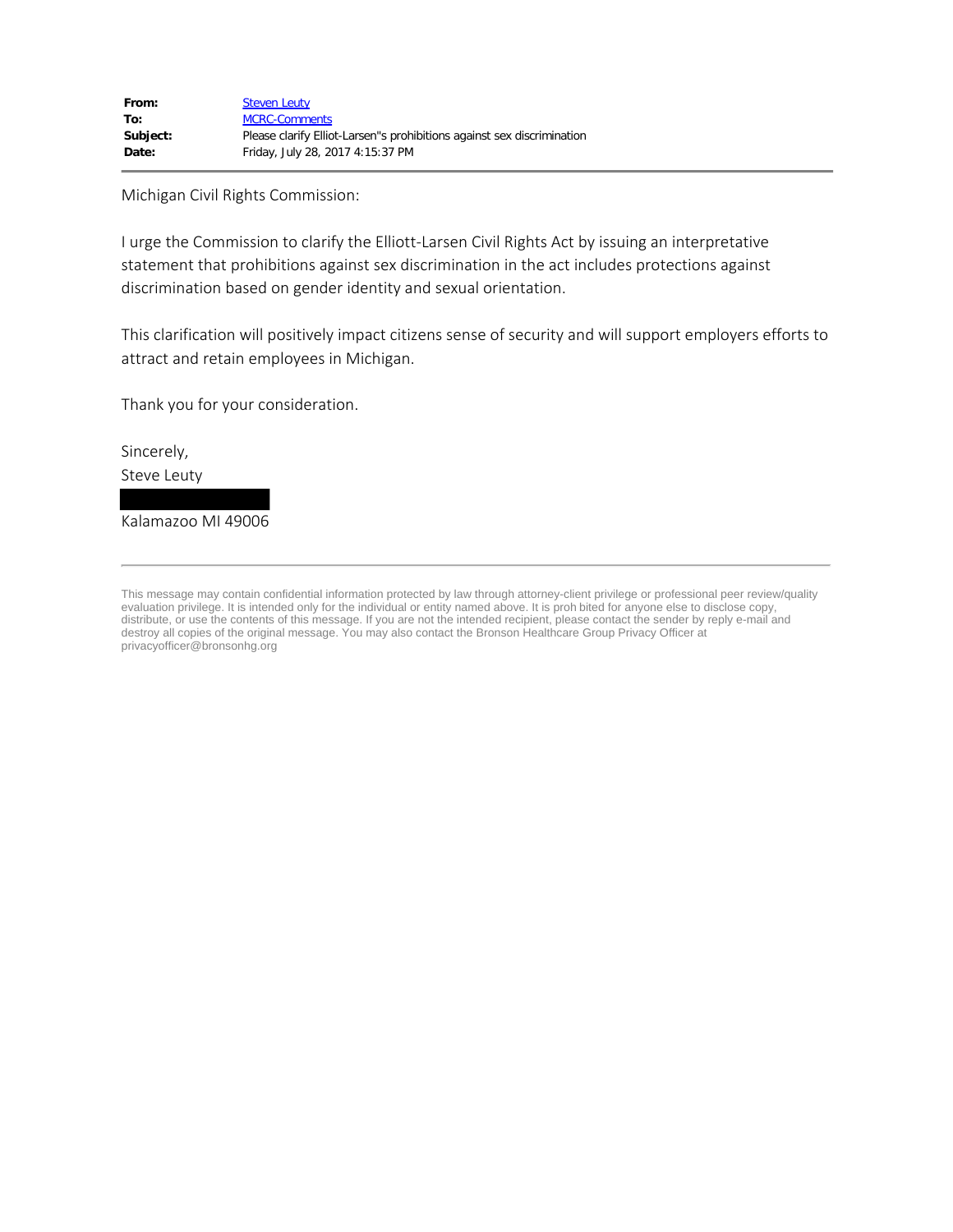| | |
|---|---|
| **From:** | Steven Leuty |
| **To:** | MCRC-Comments |
| **Subject:** | Please clarify Elliot-Larsen"s prohibitions against sex discrimination |
| **Date:** | Friday, July 28, 2017 4:15:37 PM |

Michigan Civil Rights Commission:

I urge the Commission to clarify the Elliott-Larsen Civil Rights Act by issuing an interpretative statement that prohibitions against sex discrimination in the act includes protections against discrimination based on gender identity and sexual orientation.

This clarification will positively impact citizens sense of security and will support employers efforts to attract and retain employees in Michigan.

Thank you for your consideration.

Sincerely,
Steve Leuty

Kalamazoo MI 49006

---

This message may contain confidential information protected by law through attorney-client privilege or professional peer review/quality evaluation privilege. It is intended only for the individual or entity named above. It is proh bited for anyone else to disclose copy, distribute, or use the contents of this message. If you are not the intended recipient, please contact the sender by reply e-mail and destroy all copies of the original message. You may also contact the Bronson Healthcare Group Privacy Officer at privacyofficer@bronsonhg.org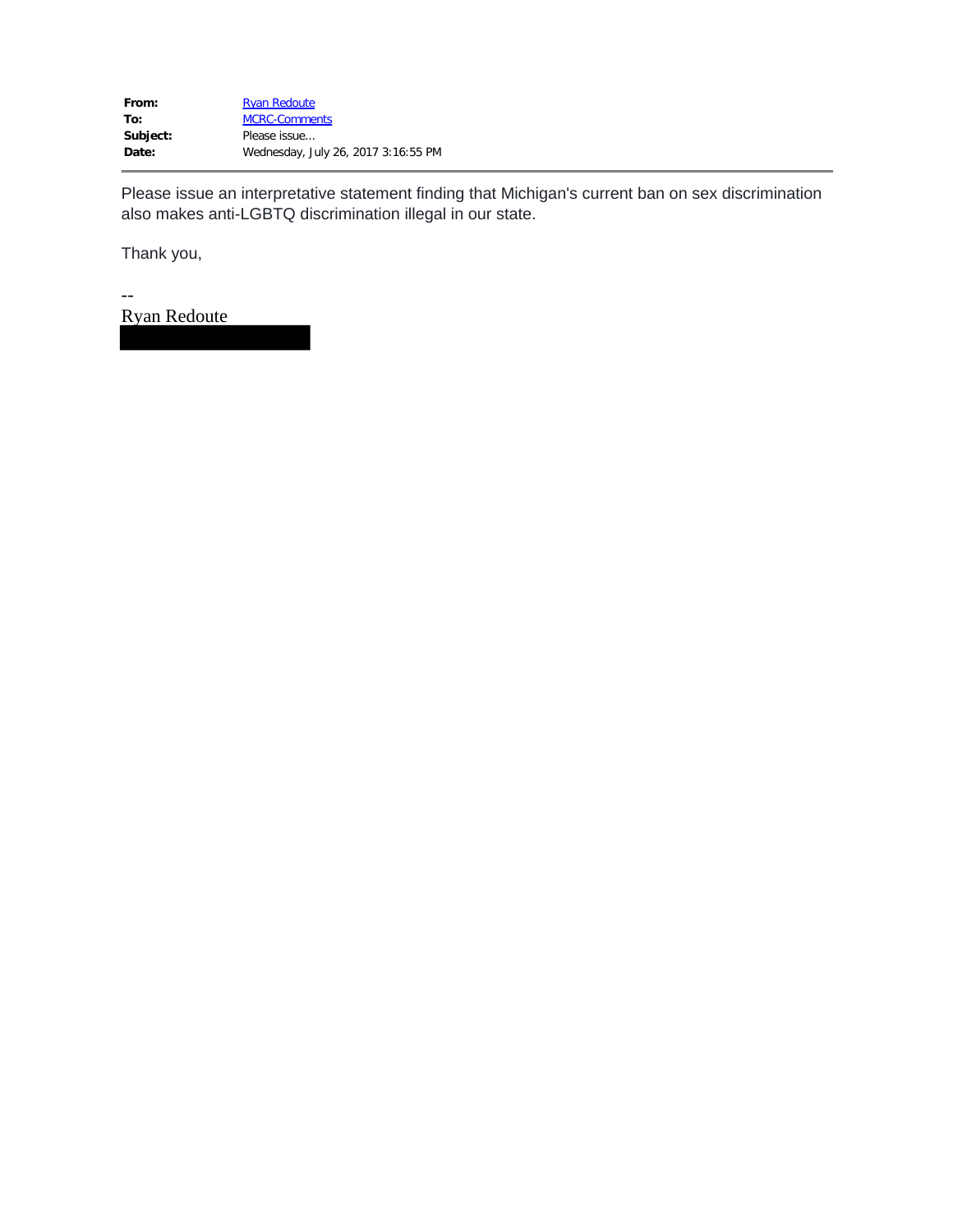| | |
|---|---|
| **From:** | Ryan Redoute |
| **To:** | MCRC-Comments |
| **Subject:** | Please issue... |
| **Date:** | Wednesday, July 26, 2017 3:16:55 PM |

---

Please issue an interpretative statement finding that Michigan's current ban on sex discrimination also makes anti-LGBTQ discrimination illegal in our state.

Thank you,

--
Ryan Redoute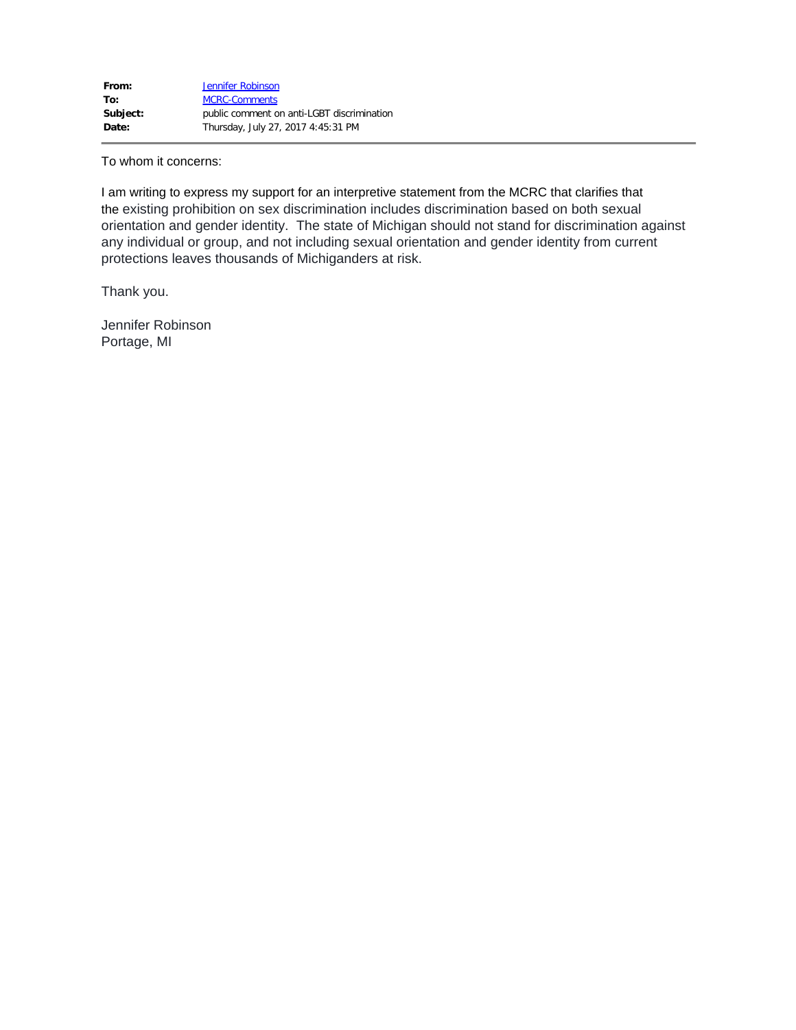| | |
|---|---|
| **From:** | Jennifer Robinson |
| **To:** | MCRC-Comments |
| **Subject:** | public comment on anti-LGBT discrimination |
| **Date:** | Thursday, July 27, 2017 4:45:31 PM |

---

To whom it concerns:

I am writing to express my support for an interpretive statement from the MCRC that clarifies that the existing prohibition on sex discrimination includes discrimination based on both sexual orientation and gender identity. The state of Michigan should not stand for discrimination against any individual or group, and not including sexual orientation and gender identity from current protections leaves thousands of Michiganders at risk.

Thank you.

Jennifer Robinson
Portage, MI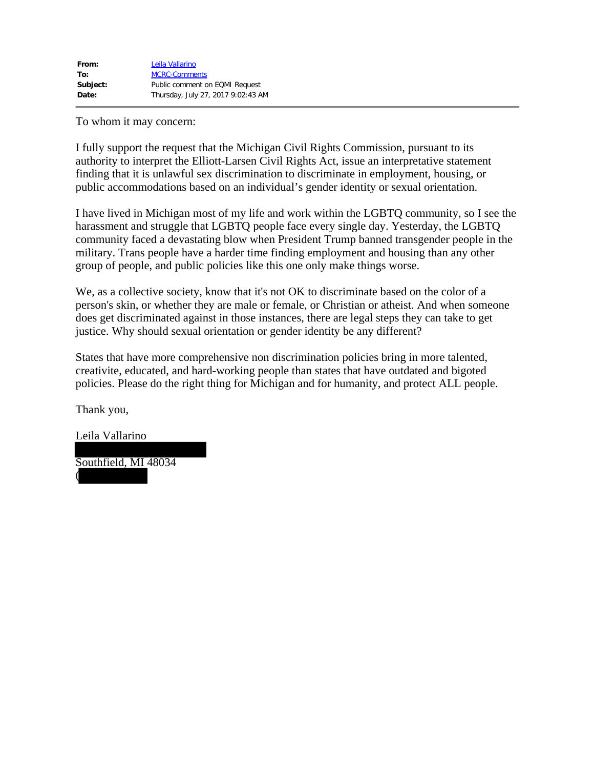**From:** Leila Vallarino
**To:** MCRC-Comments
**Subject:** Public comment on EQMI Request
**Date:** Thursday, July 27, 2017 9:02:43 AM

---

To whom it may concern:

I fully support the request that the Michigan Civil Rights Commission, pursuant to its authority to interpret the Elliott-Larsen Civil Rights Act, issue an interpretative statement finding that it is unlawful sex discrimination to discriminate in employment, housing, or public accommodations based on an individual's gender identity or sexual orientation.

I have lived in Michigan most of my life and work within the LGBTQ community, so I see the harassment and struggle that LGBTQ people face every single day. Yesterday, the LGBTQ community faced a devastating blow when President Trump banned transgender people in the military. Trans people have a harder time finding employment and housing than any other group of people, and public policies like this one only make things worse.

We, as a collective society, know that it's not OK to discriminate based on the color of a person's skin, or whether they are male or female, or Christian or atheist. And when someone does get discriminated against in those instances, there are legal steps they can take to get justice. Why should sexual orientation or gender identity be any different?

States that have more comprehensive non discrimination policies bring in more talented, creativite, educated, and hard-working people than states that have outdated and bigoted policies. Please do the right thing for Michigan and for humanity, and protect ALL people.

Thank you,

Leila Vallarino
Southfield, MI 48034
(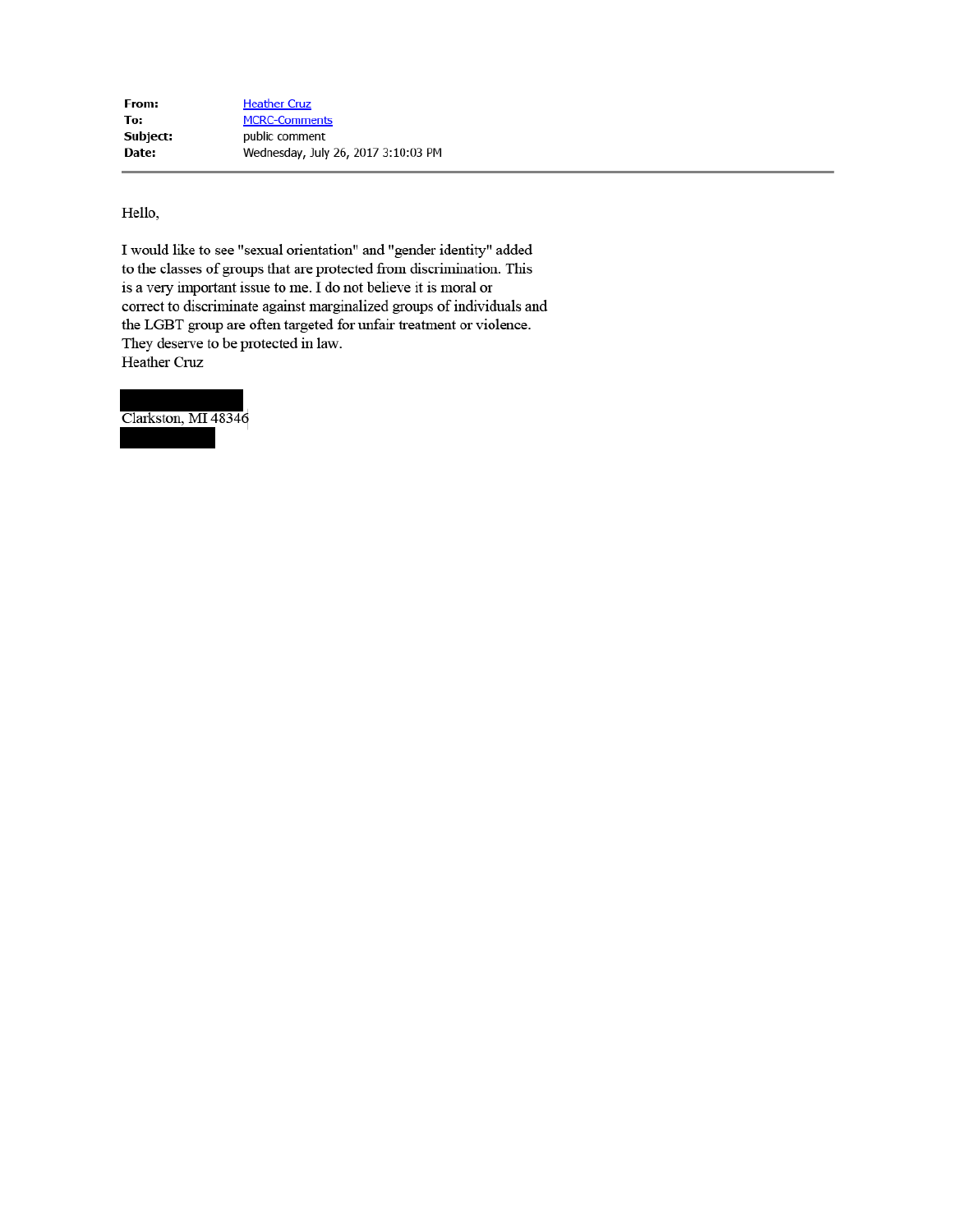**From:** Heather Cruz
**To:** MCRC-Comments
**Subject:** public comment
**Date:** Wednesday, July 26, 2017 3:10:03 PM

---

Hello,

I would like to see "sexual orientation" and "gender identity" added to the classes of groups that are protected from discrimination. This is a very important issue to me. I do not believe it is moral or correct to discriminate against marginalized groups of individuals and the LGBT group are often targeted for unfair treatment or violence. They deserve to be protected in law.
Heather Cruz

Clarkston, MI 48346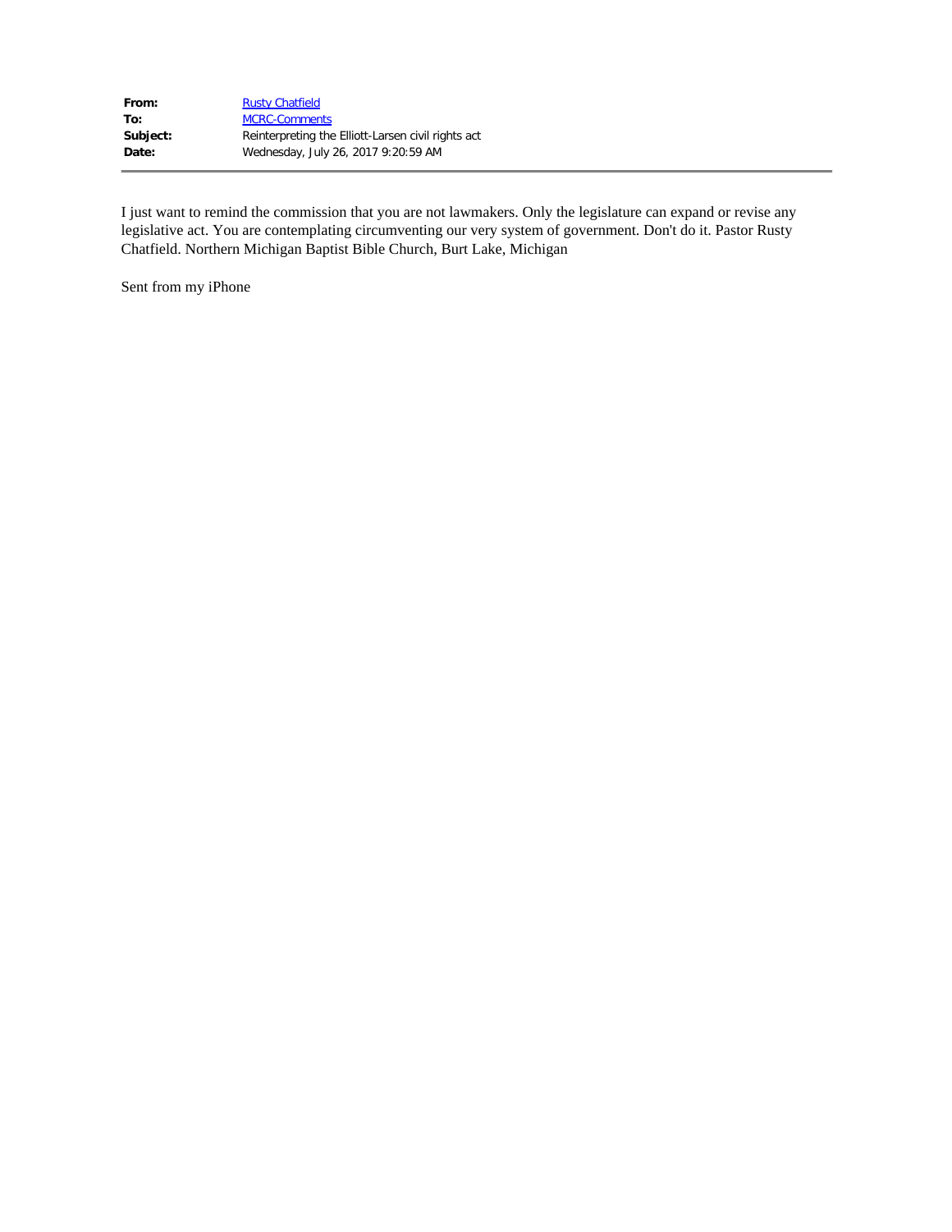| | |
|---|---|
| **From:** | Rusty Chatfield |
| **To:** | MCRC-Comments |
| **Subject:** | Reinterpreting the Elliott-Larsen civil rights act |
| **Date:** | Wednesday, July 26, 2017 9:20:59 AM |

I just want to remind the commission that you are not lawmakers. Only the legislature can expand or revise any legislative act. You are contemplating circumventing our very system of government. Don't do it. Pastor Rusty Chatfield. Northern Michigan Baptist Bible Church, Burt Lake, Michigan

Sent from my iPhone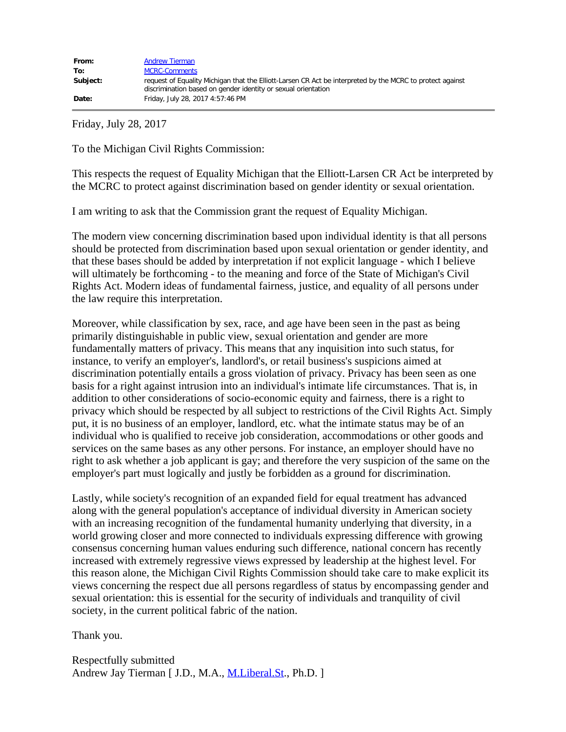| | |
|---|---|
| **From:** | Andrew Tierman |
| **To:** | MCRC-Comments |
| **Subject:** | request of Equality Michigan that the Elliott-Larsen CR Act be interpreted by the MCRC to protect against discrimination based on gender identity or sexual orientation |
| **Date:** | Friday, July 28, 2017 4:57:46 PM |

Friday, July 28, 2017

To the Michigan Civil Rights Commission:

This respects the request of Equality Michigan that the Elliott-Larsen CR Act be interpreted by the MCRC to protect against discrimination based on gender identity or sexual orientation.

I am writing to ask that the Commission grant the request of Equality Michigan.

The modern view concerning discrimination based upon individual identity is that all persons should be protected from discrimination based upon sexual orientation or gender identity, and that these bases should be added by interpretation if not explicit language - which I believe will ultimately be forthcoming - to the meaning and force of the State of Michigan's Civil Rights Act. Modern ideas of fundamental fairness, justice, and equality of all persons under the law require this interpretation.

Moreover, while classification by sex, race, and age have been seen in the past as being primarily distinguishable in public view, sexual orientation and gender are more fundamentally matters of privacy. This means that any inquisition into such status, for instance, to verify an employer's, landlord's, or retail business's suspicions aimed at discrimination potentially entails a gross violation of privacy. Privacy has been seen as one basis for a right against intrusion into an individual's intimate life circumstances. That is, in addition to other considerations of socio-economic equity and fairness, there is a right to privacy which should be respected by all subject to restrictions of the Civil Rights Act. Simply put, it is no business of an employer, landlord, etc. what the intimate status may be of an individual who is qualified to receive job consideration, accommodations or other goods and services on the same bases as any other persons. For instance, an employer should have no right to ask whether a job applicant is gay; and therefore the very suspicion of the same on the employer's part must logically and justly be forbidden as a ground for discrimination.

Lastly, while society's recognition of an expanded field for equal treatment has advanced along with the general population's acceptance of individual diversity in American society with an increasing recognition of the fundamental humanity underlying that diversity, in a world growing closer and more connected to individuals expressing difference with growing consensus concerning human values enduring such difference, national concern has recently increased with extremely regressive views expressed by leadership at the highest level. For this reason alone, the Michigan Civil Rights Commission should take care to make explicit its views concerning the respect due all persons regardless of status by encompassing gender and sexual orientation: this is essential for the security of individuals and tranquility of civil society, in the current political fabric of the nation.

Thank you.

Respectfully submitted
Andrew Jay Tierman [ J.D., M.A., M.Liberal.St., Ph.D. ]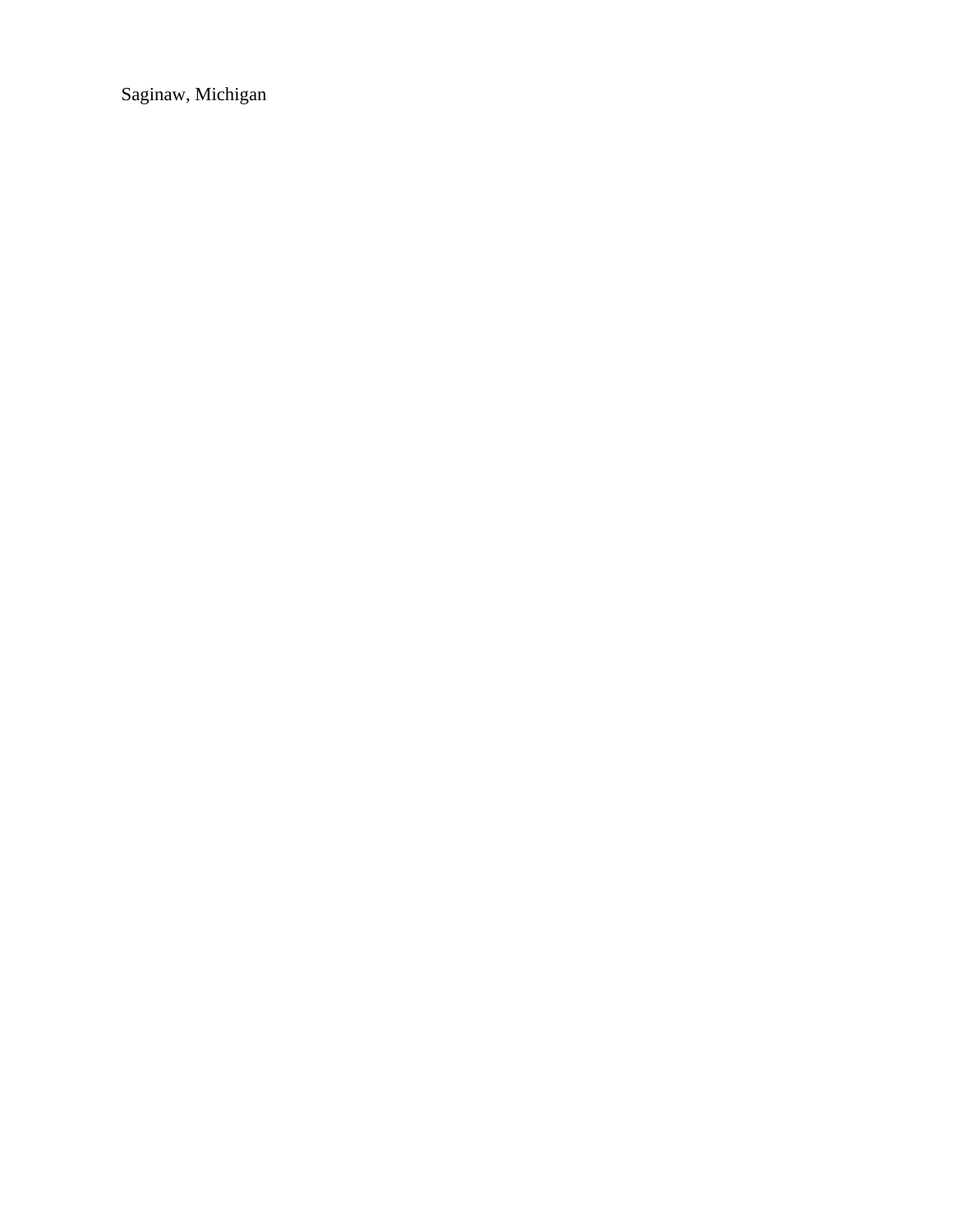Saginaw, Michigan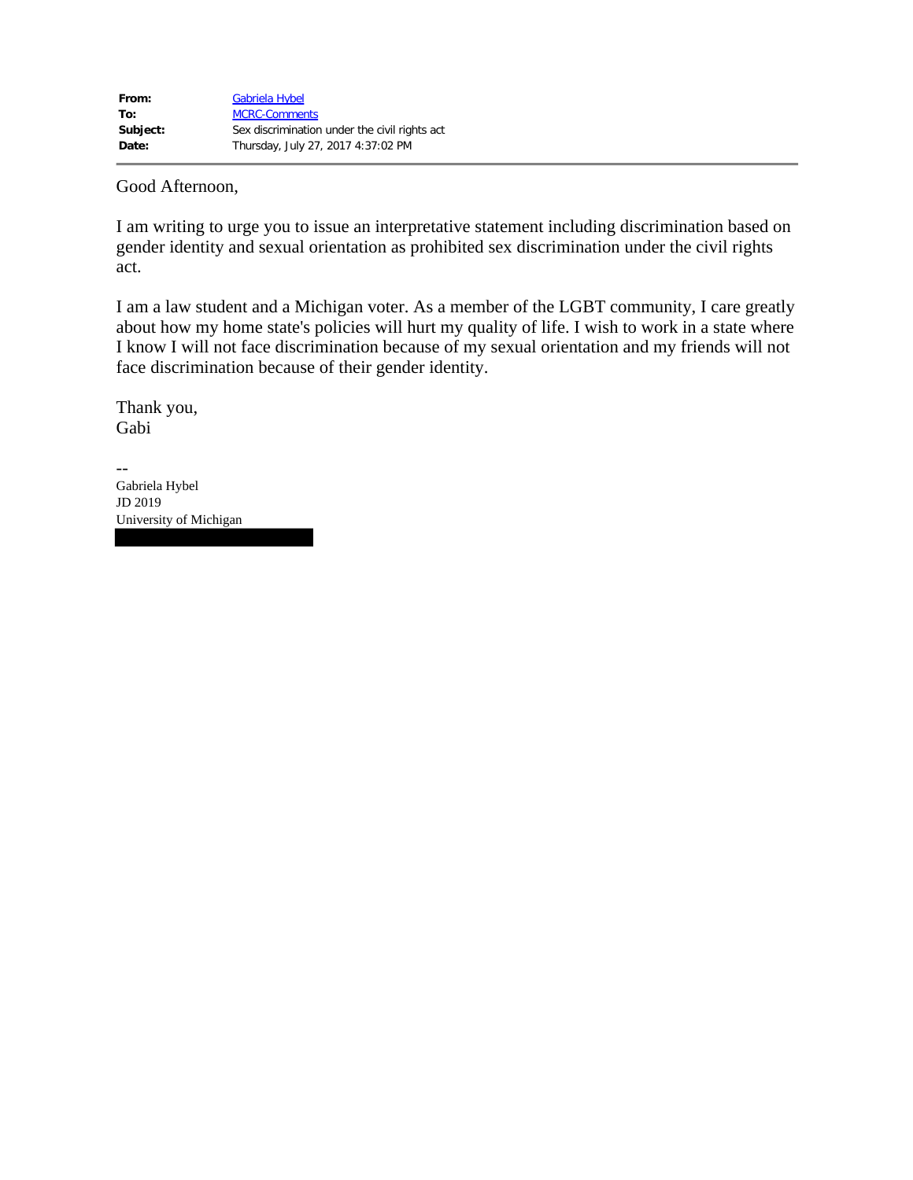| | |
|---|---|
| **From:** | Gabriela Hybel |
| **To:** | MCRC-Comments |
| **Subject:** | Sex discrimination under the civil rights act |
| **Date:** | Thursday, July 27, 2017 4:37:02 PM |

Good Afternoon,

I am writing to urge you to issue an interpretative statement including discrimination based on gender identity and sexual orientation as prohibited sex discrimination under the civil rights act.

I am a law student and a Michigan voter. As a member of the LGBT community, I care greatly about how my home state's policies will hurt my quality of life. I wish to work in a state where I know I will not face discrimination because of my sexual orientation and my friends will not face discrimination because of their gender identity.

Thank you,
Gabi

--
Gabriela Hybel
JD 2019
University of Michigan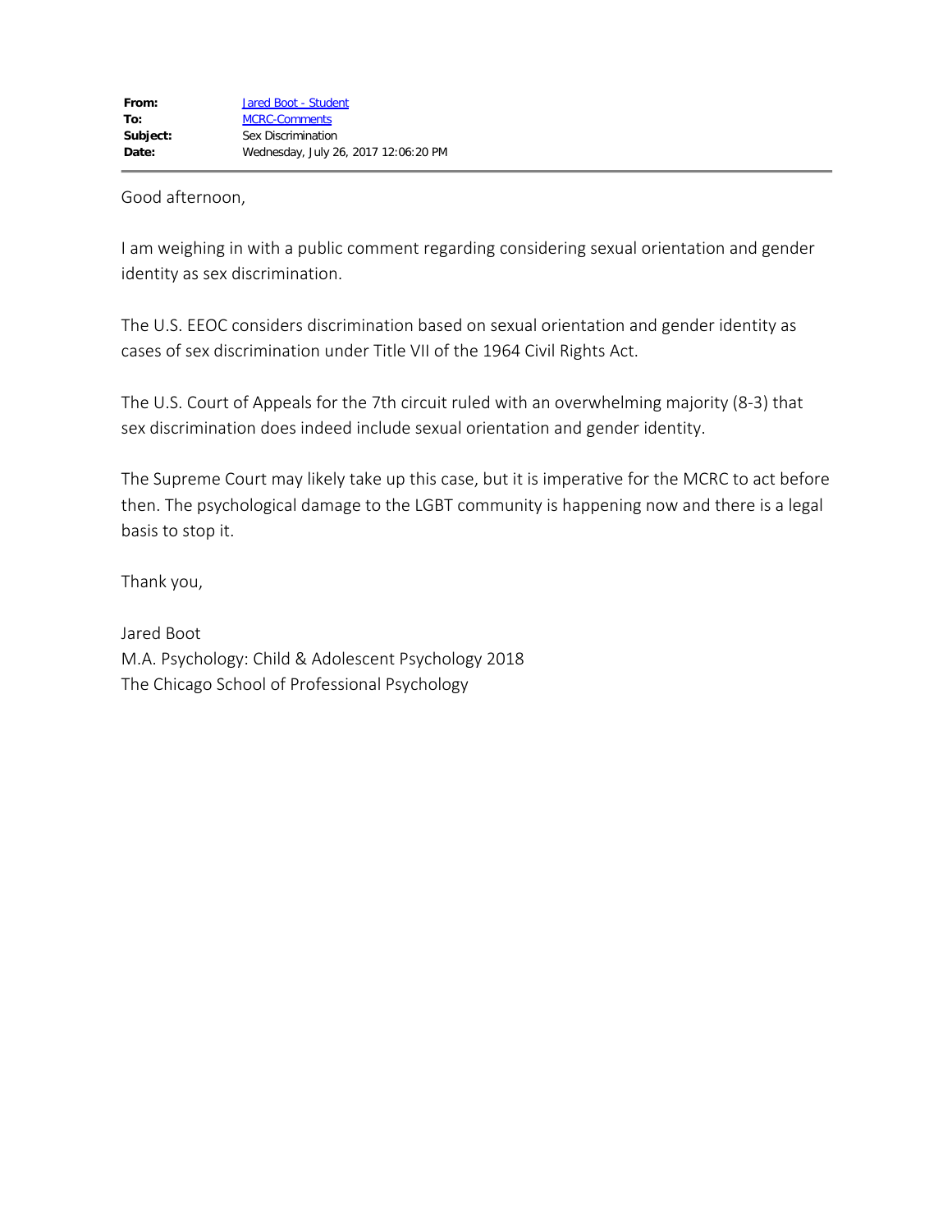| | |
|---|---|
| **From:** | Jared Boot - Student |
| **To:** | MCRC-Comments |
| **Subject:** | Sex Discrimination |
| **Date:** | Wednesday, July 26, 2017 12:06:20 PM |

Good afternoon,

I am weighing in with a public comment regarding considering sexual orientation and gender identity as sex discrimination.

The U.S. EEOC considers discrimination based on sexual orientation and gender identity as cases of sex discrimination under Title VII of the 1964 Civil Rights Act.

The U.S. Court of Appeals for the 7th circuit ruled with an overwhelming majority (8-3) that sex discrimination does indeed include sexual orientation and gender identity.

The Supreme Court may likely take up this case, but it is imperative for the MCRC to act before then. The psychological damage to the LGBT community is happening now and there is a legal basis to stop it.

Thank you,

Jared Boot
M.A. Psychology: Child & Adolescent Psychology 2018
The Chicago School of Professional Psychology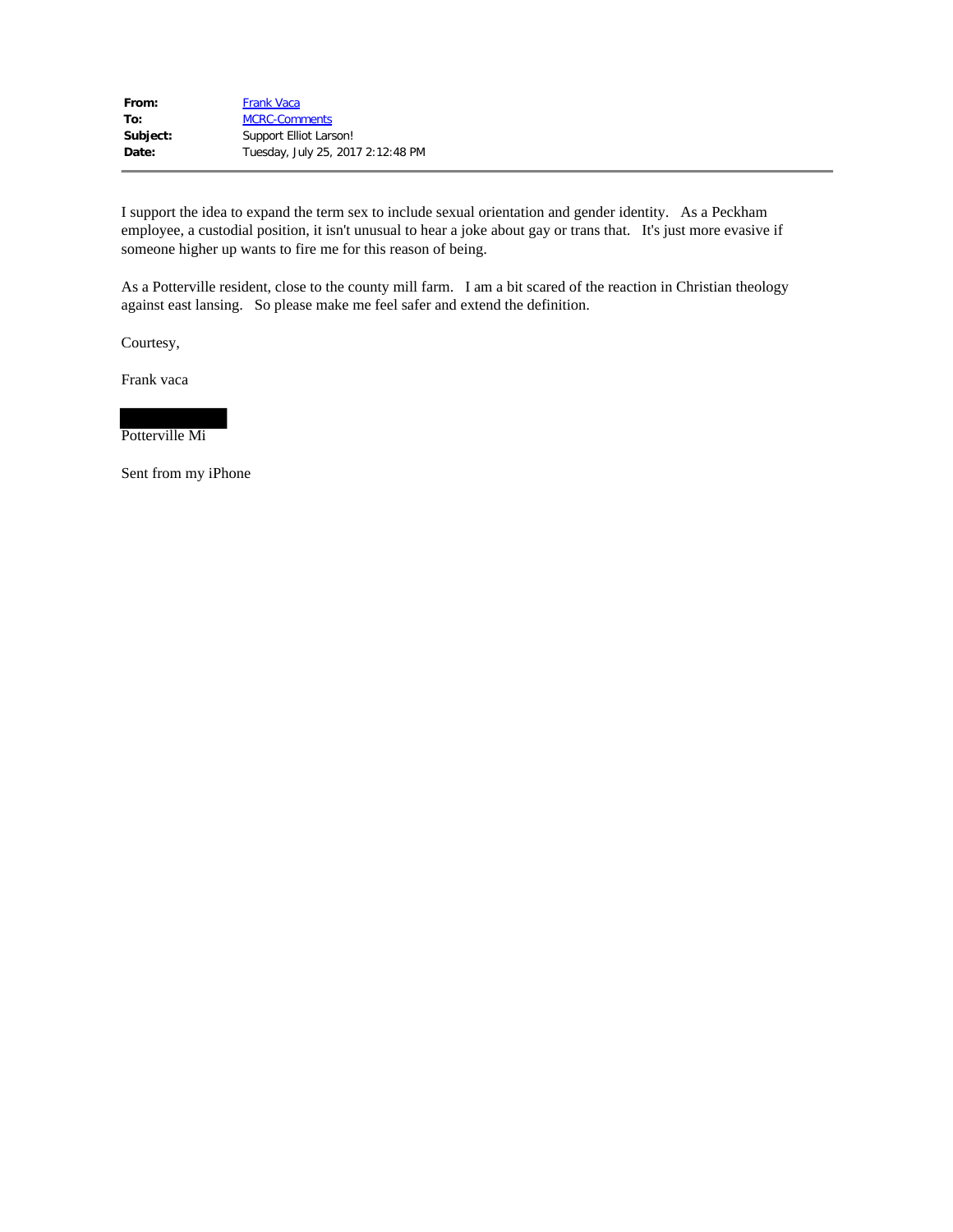**From:** Frank Vaca
**To:** MCRC-Comments
**Subject:** Support Elliot Larson!
**Date:** Tuesday, July 25, 2017 2:12:48 PM

---

I support the idea to expand the term sex to include sexual orientation and gender identity. As a Peckham employee, a custodial position, it isn't unusual to hear a joke about gay or trans that. It's just more evasive if someone higher up wants to fire me for this reason of being.

As a Potterville resident, close to the county mill farm. I am a bit scared of the reaction in Christian theology against east lansing. So please make me feel safer and extend the definition.

Courtesy,

Frank vaca

Potterville Mi

Sent from my iPhone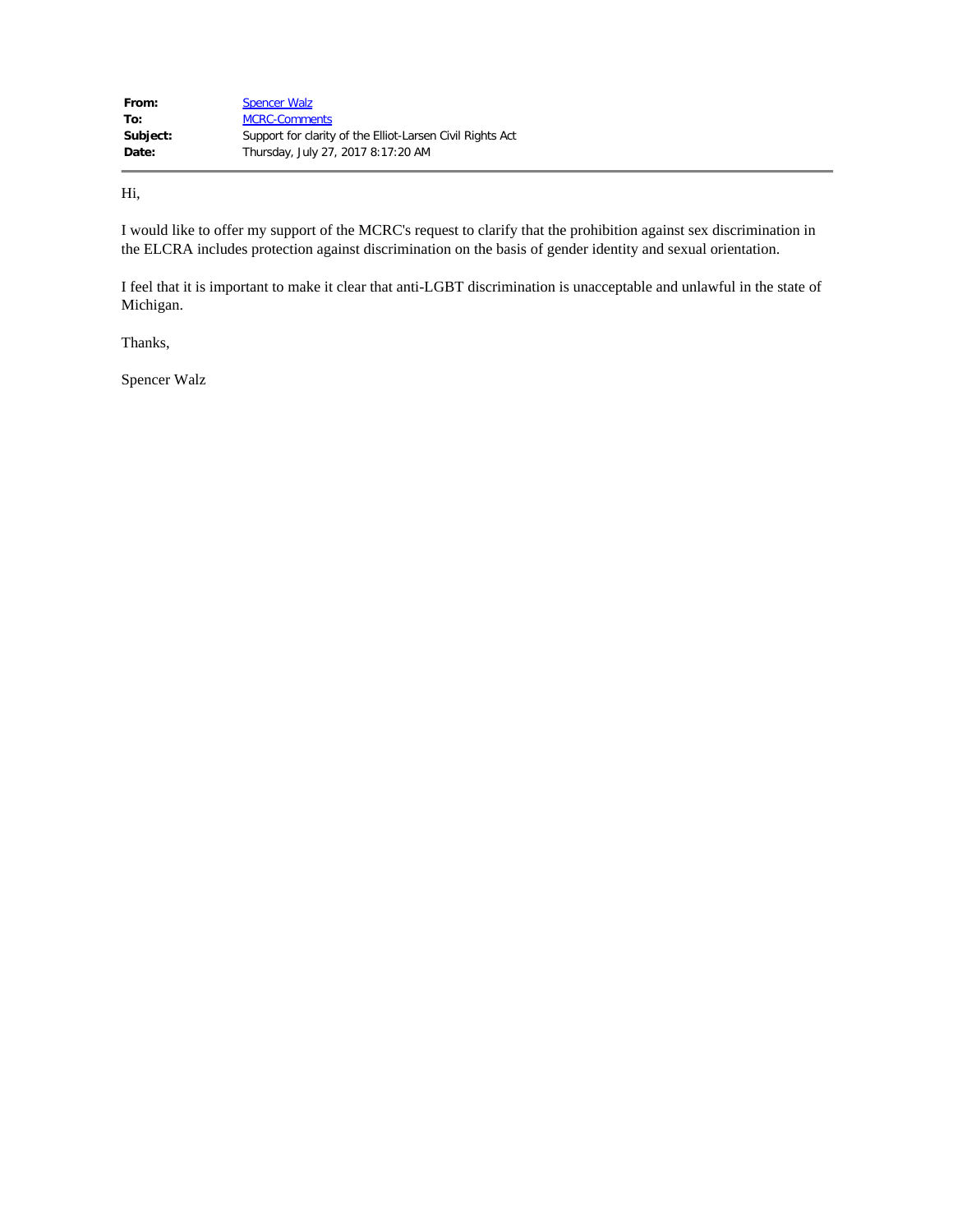| | |
|---|---|
| **From:** | Spencer Walz |
| **To:** | MCRC-Comments |
| **Subject:** | Support for clarity of the Elliot-Larsen Civil Rights Act |
| **Date:** | Thursday, July 27, 2017 8:17:20 AM |

Hi,

I would like to offer my support of the MCRC's request to clarify that the prohibition against sex discrimination in the ELCRA includes protection against discrimination on the basis of gender identity and sexual orientation.

I feel that it is important to make it clear that anti-LGBT discrimination is unacceptable and unlawful in the state of Michigan.

Thanks,

Spencer Walz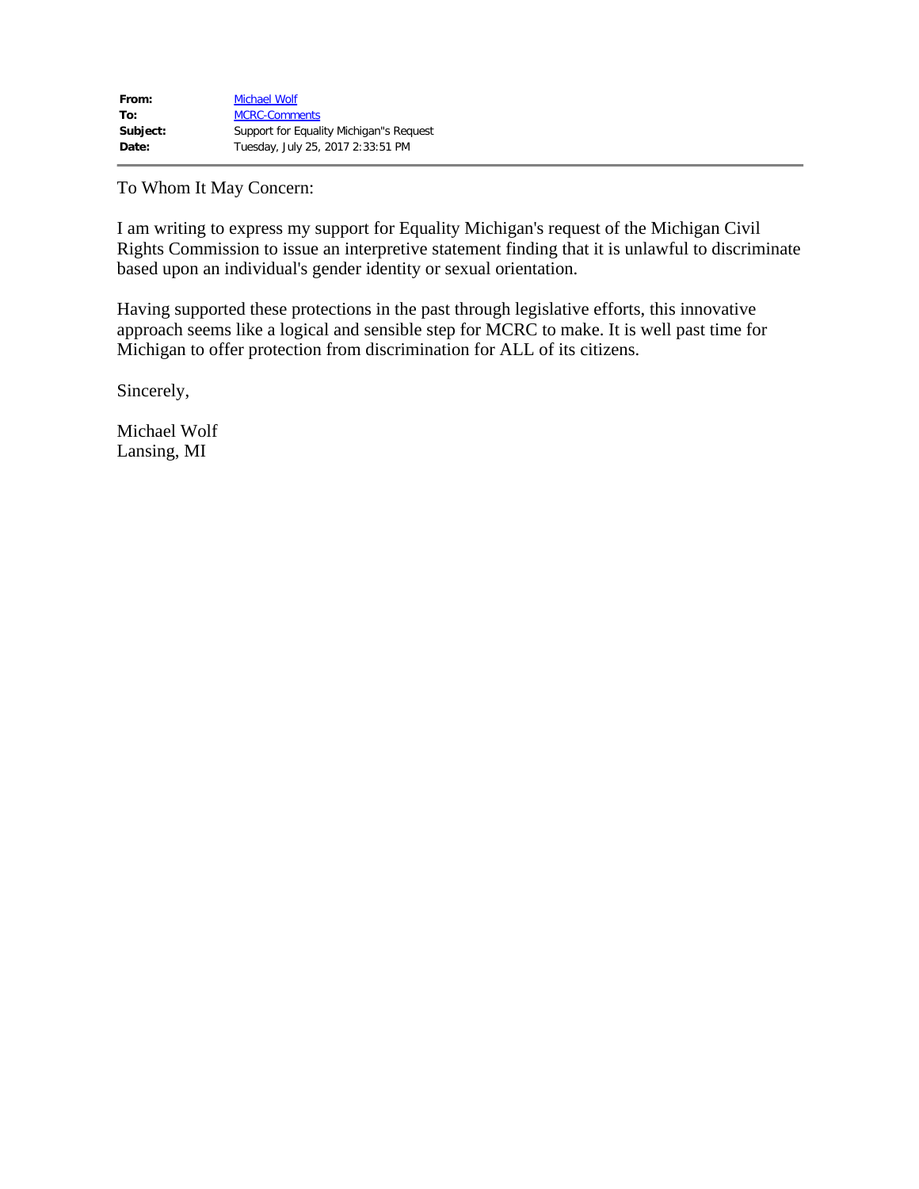| | |
|---|---|
| **From:** | Michael Wolf |
| **To:** | MCRC-Comments |
| **Subject:** | Support for Equality Michigan"s Request |
| **Date:** | Tuesday, July 25, 2017 2:33:51 PM |

To Whom It May Concern:

I am writing to express my support for Equality Michigan's request of the Michigan Civil Rights Commission to issue an interpretive statement finding that it is unlawful to discriminate based upon an individual's gender identity or sexual orientation.

Having supported these protections in the past through legislative efforts, this innovative approach seems like a logical and sensible step for MCRC to make. It is well past time for Michigan to offer protection from discrimination for ALL of its citizens.

Sincerely,

Michael Wolf
Lansing, MI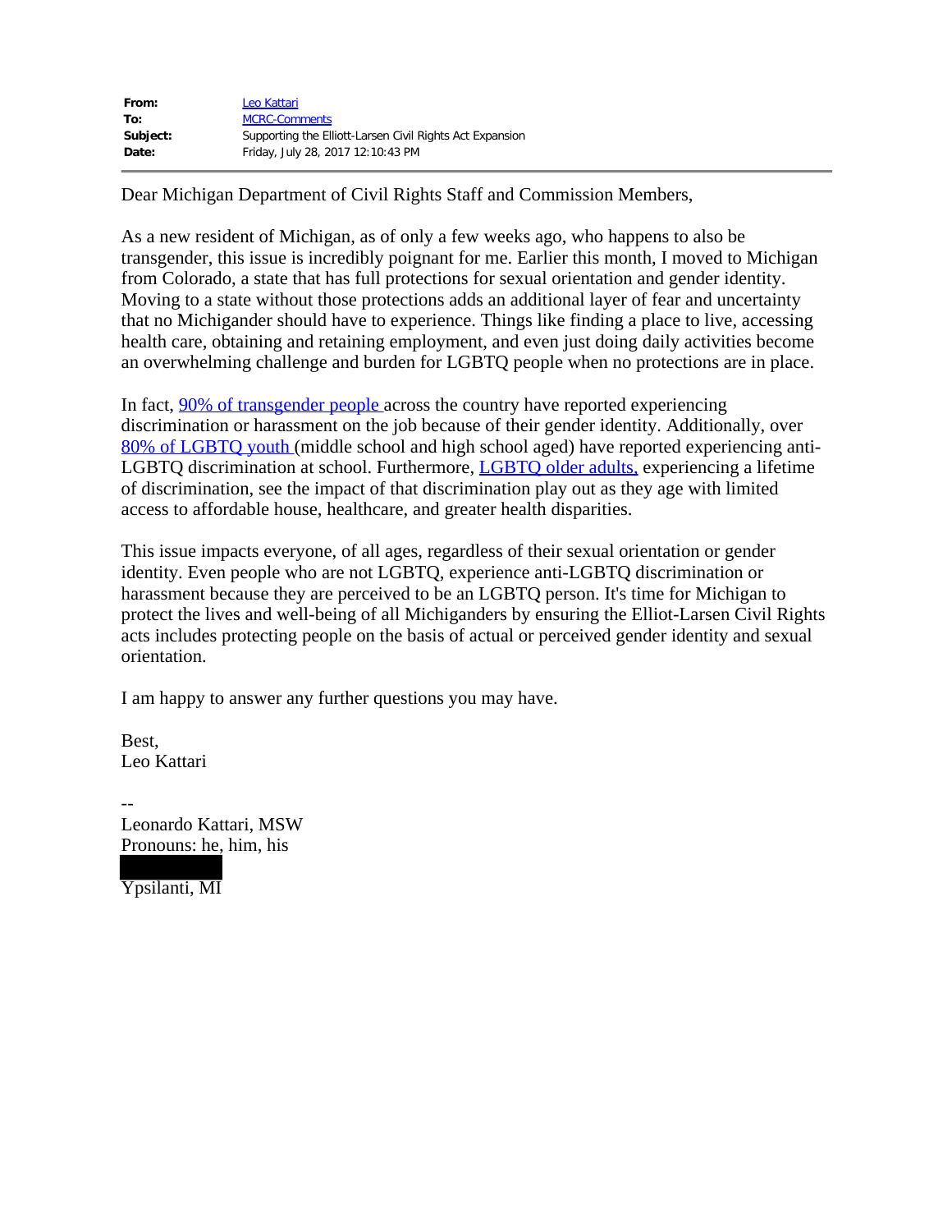| | |
|---|---|
| **From:** | Leo Kattari |
| **To:** | MCRC-Comments |
| **Subject:** | Supporting the Elliott-Larsen Civil Rights Act Expansion |
| **Date:** | Friday, July 28, 2017 12:10:43 PM |

---

Dear Michigan Department of Civil Rights Staff and Commission Members,

As a new resident of Michigan, as of only a few weeks ago, who happens to also be transgender, this issue is incredibly poignant for me. Earlier this month, I moved to Michigan from Colorado, a state that has full protections for sexual orientation and gender identity. Moving to a state without those protections adds an additional layer of fear and uncertainty that no Michigander should have to experience. Things like finding a place to live, accessing health care, obtaining and retaining employment, and even just doing daily activities become an overwhelming challenge and burden for LGBTQ people when no protections are in place.

In fact, 90% of transgender people across the country have reported experiencing discrimination or harassment on the job because of their gender identity. Additionally, over 80% of LGBTQ youth (middle school and high school aged) have reported experiencing anti-LGBTQ discrimination at school. Furthermore, LGBTQ older adults, experiencing a lifetime of discrimination, see the impact of that discrimination play out as they age with limited access to affordable house, healthcare, and greater health disparities.

This issue impacts everyone, of all ages, regardless of their sexual orientation or gender identity. Even people who are not LGBTQ, experience anti-LGBTQ discrimination or harassment because they are perceived to be an LGBTQ person. It's time for Michigan to protect the lives and well-being of all Michiganders by ensuring the Elliot-Larsen Civil Rights acts includes protecting people on the basis of actual or perceived gender identity and sexual orientation.

I am happy to answer any further questions you may have.

Best,  
Leo Kattari

--  
Leonardo Kattari, MSW  
Pronouns: he, him, his  
[REDACTED]  
Ypsilanti, MI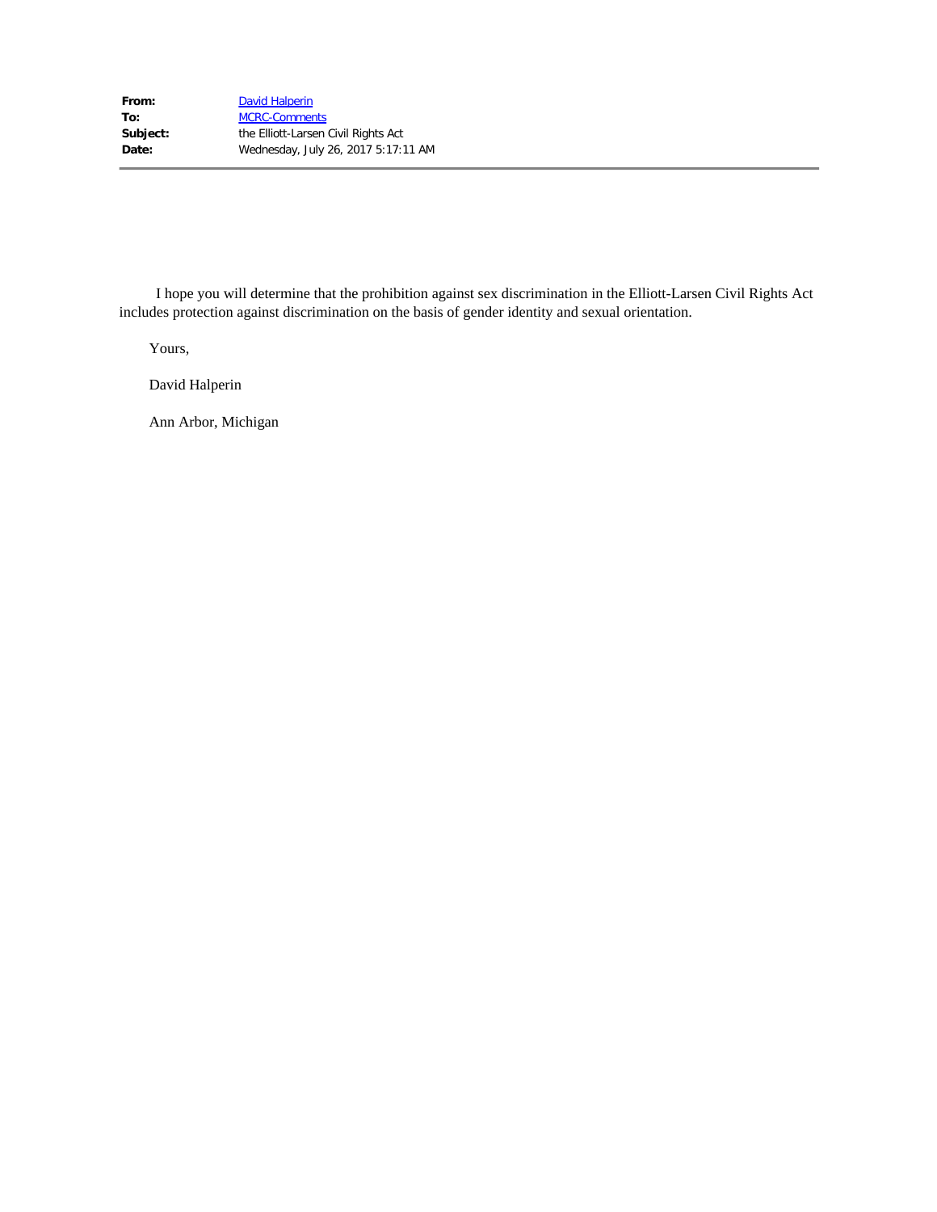**From:** David Halperin
**To:** MCRC-Comments
**Subject:** the Elliott-Larsen Civil Rights Act
**Date:** Wednesday, July 26, 2017 5:17:11 AM

---

I hope you will determine that the prohibition against sex discrimination in the Elliott-Larsen Civil Rights Act includes protection against discrimination on the basis of gender identity and sexual orientation.

Yours,

David Halperin

Ann Arbor, Michigan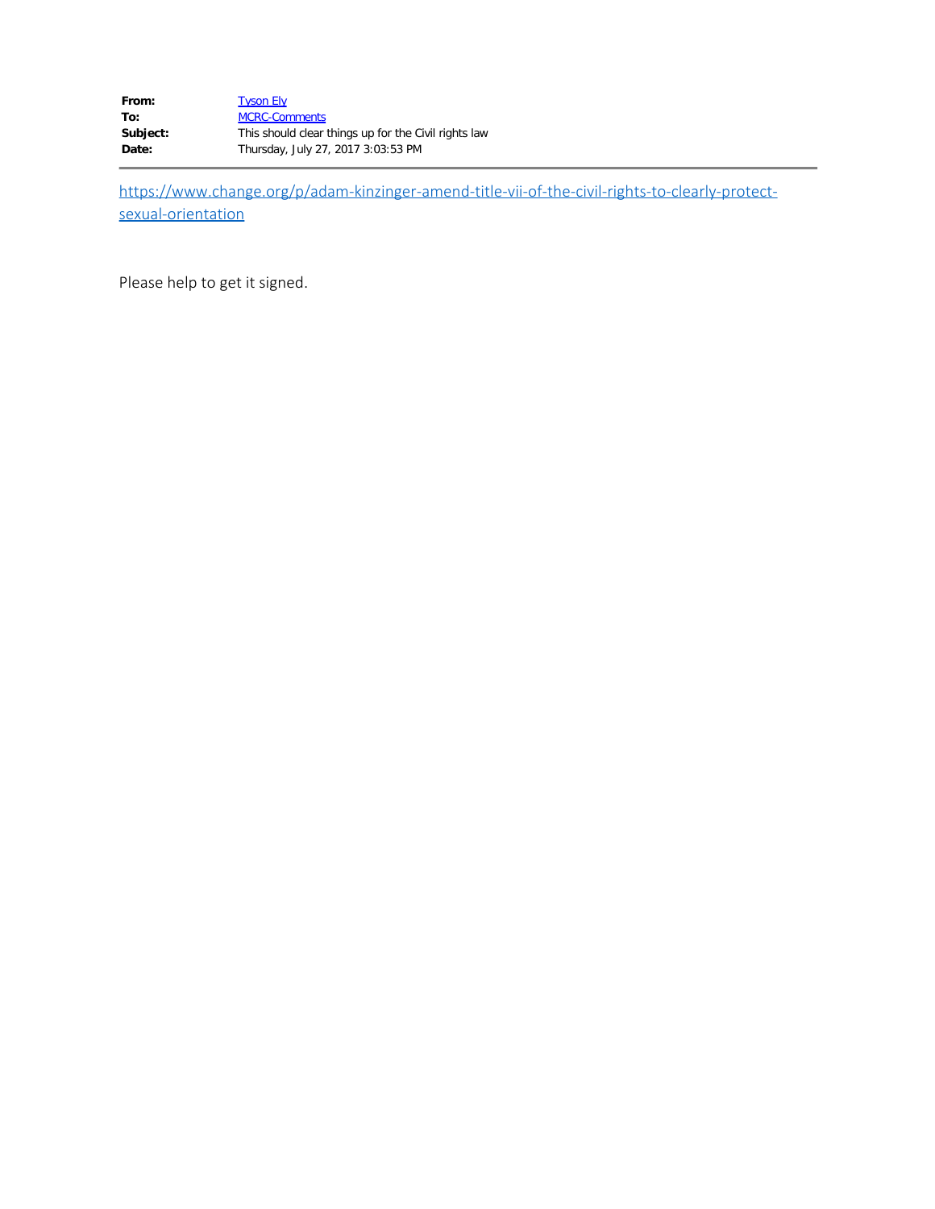| | |
|---|---|
| **From:** | Tyson Ely |
| **To:** | MCRC-Comments |
| **Subject:** | This should clear things up for the Civil rights law |
| **Date:** | Thursday, July 27, 2017 3:03:53 PM |

https://www.change.org/p/adam-kinzinger-amend-title-vii-of-the-civil-rights-to-clearly-protect-sexual-orientation

Please help to get it signed.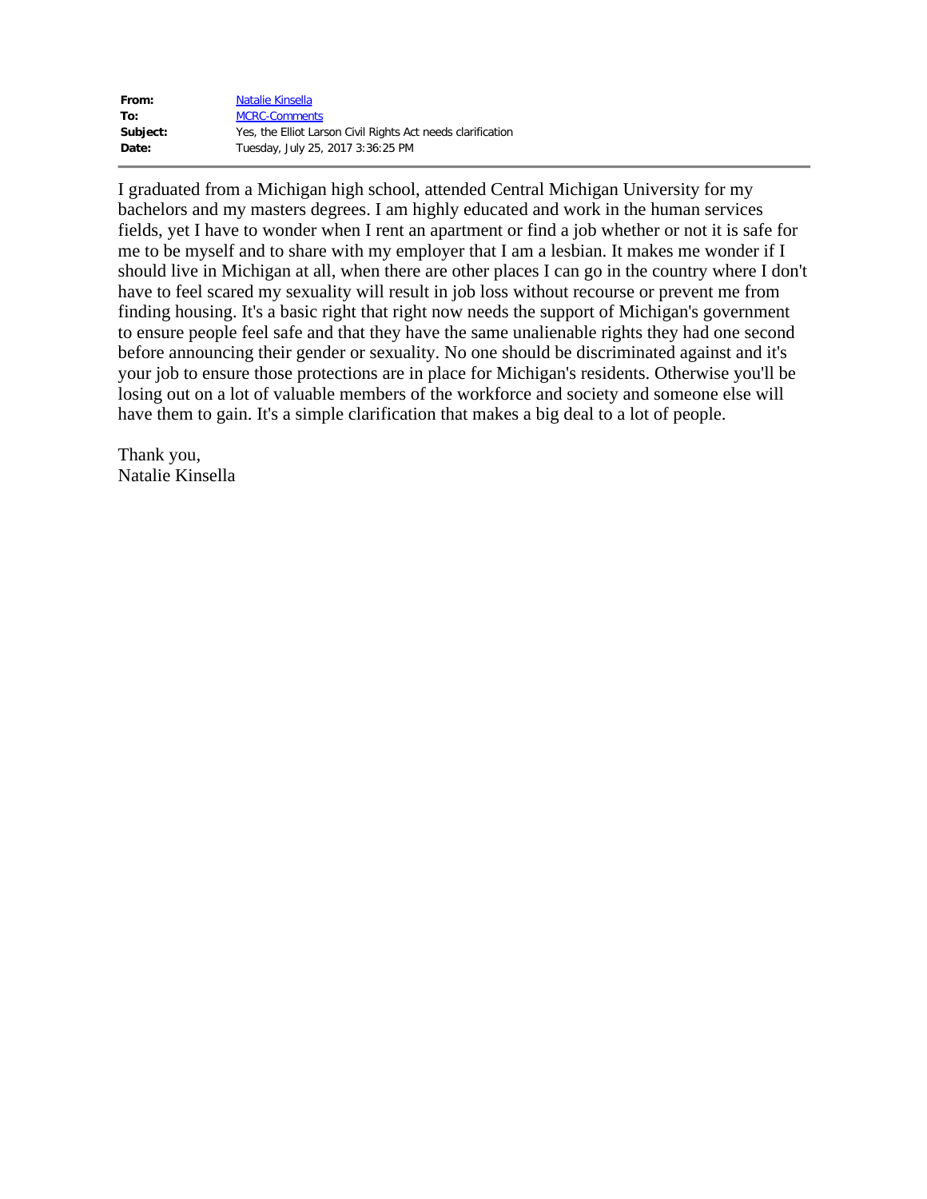| | |
|---|---|
| **From:** | Natalie Kinsella |
| **To:** | MCRC-Comments |
| **Subject:** | Yes, the Elliot Larson Civil Rights Act needs clarification |
| **Date:** | Tuesday, July 25, 2017 3:36:25 PM |

I graduated from a Michigan high school, attended Central Michigan University for my bachelors and my masters degrees. I am highly educated and work in the human services fields, yet I have to wonder when I rent an apartment or find a job whether or not it is safe for me to be myself and to share with my employer that I am a lesbian. It makes me wonder if I should live in Michigan at all, when there are other places I can go in the country where I don't have to feel scared my sexuality will result in job loss without recourse or prevent me from finding housing. It's a basic right that right now needs the support of Michigan's government to ensure people feel safe and that they have the same unalienable rights they had one second before announcing their gender or sexuality. No one should be discriminated against and it's your job to ensure those protections are in place for Michigan's residents. Otherwise you'll be losing out on a lot of valuable members of the workforce and society and someone else will have them to gain. It's a simple clarification that makes a big deal to a lot of people.

Thank you,
Natalie Kinsella